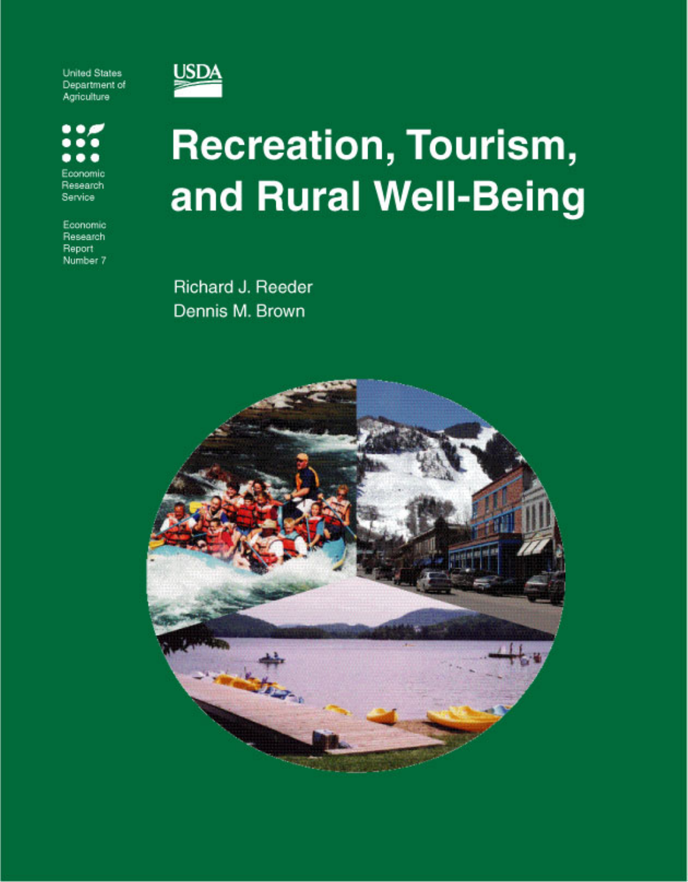United States Department of Agriculture

USDA

Economic Research Service

Economic Research Report Number 7

# Recreation, Tourism, and Rural Well-Being

Richard J. Reeder
Dennis M. Brown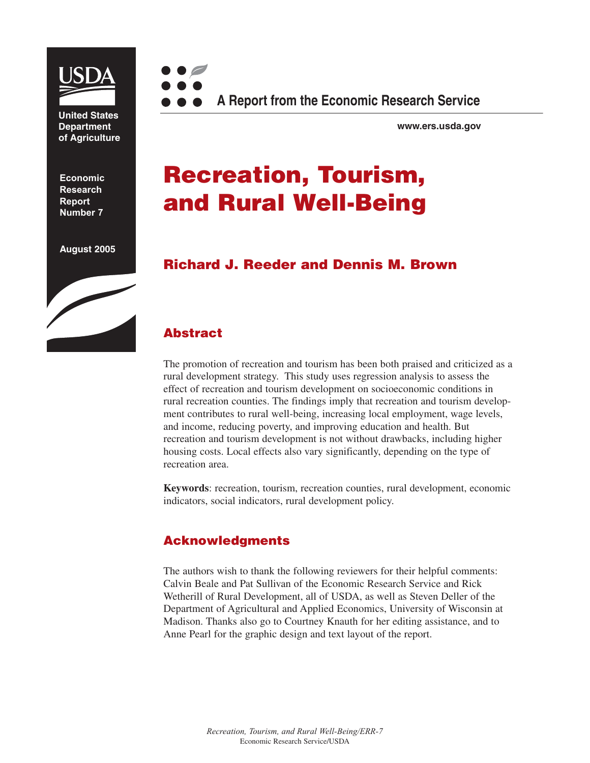United States Department of Agriculture

Economic Research Report Number 7

August 2005

A Report from the Economic Research Service

www.ers.usda.gov

# Recreation, Tourism, and Rural Well-Being

## Richard J. Reeder and Dennis M. Brown

## Abstract

The promotion of recreation and tourism has been both praised and criticized as a rural development strategy. This study uses regression analysis to assess the effect of recreation and tourism development on socioeconomic conditions in rural recreation counties. The findings imply that recreation and tourism development contributes to rural well-being, increasing local employment, wage levels, and income, reducing poverty, and improving education and health. But recreation and tourism development is not without drawbacks, including higher housing costs. Local effects also vary significantly, depending on the type of recreation area.

**Keywords**: recreation, tourism, recreation counties, rural development, economic indicators, social indicators, rural development policy.

## Acknowledgments

The authors wish to thank the following reviewers for their helpful comments: Calvin Beale and Pat Sullivan of the Economic Research Service and Rick Wetherill of Rural Development, all of USDA, as well as Steven Deller of the Department of Agricultural and Applied Economics, University of Wisconsin at Madison. Thanks also go to Courtney Knauth for her editing assistance, and to Anne Pearl for the graphic design and text layout of the report.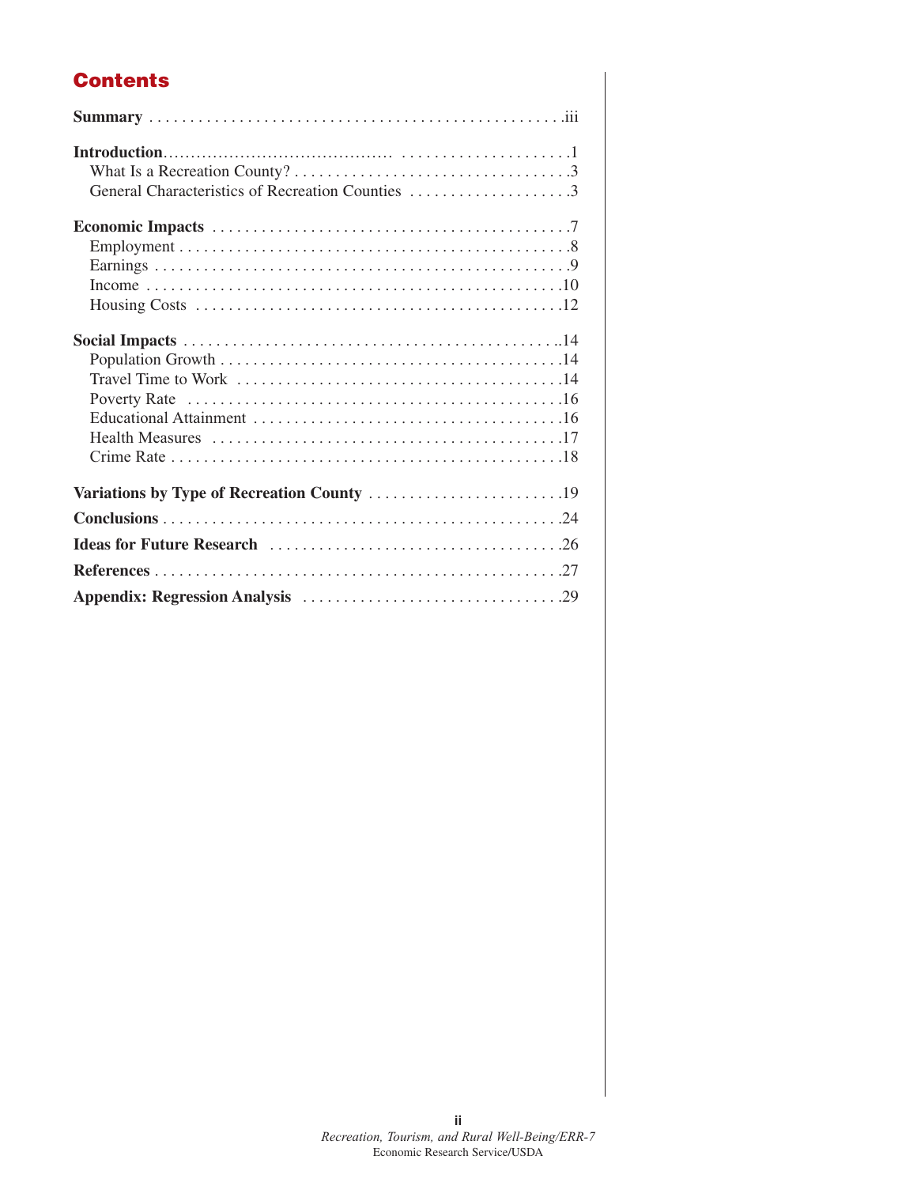# Contents

**Summary** . . . . . . . . . . . . . . . . . . . . . . . . . . . . . . . . . . . . . . . . . . . . . . . . .iii

**Introduction**. . . . . . . . . . . . . . . . . . . . . . . . . . . . . . . . . . . . . . . . . . . . . . . .1
- What Is a Recreation County? . . . . . . . . . . . . . . . . . . . . . . . . . . . . . . . . . .3
- General Characteristics of Recreation Counties . . . . . . . . . . . . . . . . . . . .3

**Economic Impacts** . . . . . . . . . . . . . . . . . . . . . . . . . . . . . . . . . . . . . . . . . . .7
- Employment . . . . . . . . . . . . . . . . . . . . . . . . . . . . . . . . . . . . . . . . . . . . . . . .8
- Earnings . . . . . . . . . . . . . . . . . . . . . . . . . . . . . . . . . . . . . . . . . . . . . . . . . . .9
- Income . . . . . . . . . . . . . . . . . . . . . . . . . . . . . . . . . . . . . . . . . . . . . . . . . . .10
- Housing Costs . . . . . . . . . . . . . . . . . . . . . . . . . . . . . . . . . . . . . . . . . . . . .12

**Social Impacts** . . . . . . . . . . . . . . . . . . . . . . . . . . . . . . . . . . . . . . . . . . . . ..14
- Population Growth . . . . . . . . . . . . . . . . . . . . . . . . . . . . . . . . . . . . . . . . .14
- Travel Time to Work . . . . . . . . . . . . . . . . . . . . . . . . . . . . . . . . . . . . . . .14
- Poverty Rate . . . . . . . . . . . . . . . . . . . . . . . . . . . . . . . . . . . . . . . . . . . . . .16
- Educational Attainment . . . . . . . . . . . . . . . . . . . . . . . . . . . . . . . . . . . . .16
- Health Measures . . . . . . . . . . . . . . . . . . . . . . . . . . . . . . . . . . . . . . . . . .17
- Crime Rate . . . . . . . . . . . . . . . . . . . . . . . . . . . . . . . . . . . . . . . . . . . . . . .18

**Variations by Type of Recreation County** . . . . . . . . . . . . . . . . . . . . . . . .19

**Conclusions** . . . . . . . . . . . . . . . . . . . . . . . . . . . . . . . . . . . . . . . . . . . . . . . .24

**Ideas for Future Research** . . . . . . . . . . . . . . . . . . . . . . . . . . . . . . . . . . .26

**References** . . . . . . . . . . . . . . . . . . . . . . . . . . . . . . . . . . . . . . . . . . . . . . . . .27

**Appendix: Regression Analysis** . . . . . . . . . . . . . . . . . . . . . . . . . . . . . . .29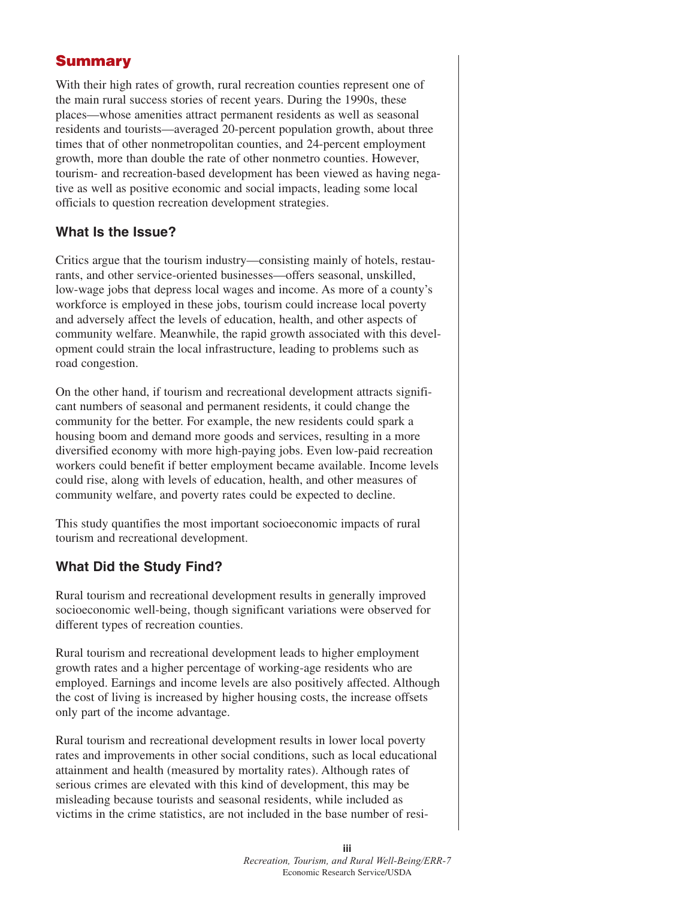## Summary

With their high rates of growth, rural recreation counties represent one of the main rural success stories of recent years. During the 1990s, these places—whose amenities attract permanent residents as well as seasonal residents and tourists—averaged 20-percent population growth, about three times that of other nonmetropolitan counties, and 24-percent employment growth, more than double the rate of other nonmetro counties. However, tourism- and recreation-based development has been viewed as having negative as well as positive economic and social impacts, leading some local officials to question recreation development strategies.

### What Is the Issue?

Critics argue that the tourism industry—consisting mainly of hotels, restaurants, and other service-oriented businesses—offers seasonal, unskilled, low-wage jobs that depress local wages and income. As more of a county's workforce is employed in these jobs, tourism could increase local poverty and adversely affect the levels of education, health, and other aspects of community welfare. Meanwhile, the rapid growth associated with this development could strain the local infrastructure, leading to problems such as road congestion.

On the other hand, if tourism and recreational development attracts significant numbers of seasonal and permanent residents, it could change the community for the better. For example, the new residents could spark a housing boom and demand more goods and services, resulting in a more diversified economy with more high-paying jobs. Even low-paid recreation workers could benefit if better employment became available. Income levels could rise, along with levels of education, health, and other measures of community welfare, and poverty rates could be expected to decline.

This study quantifies the most important socioeconomic impacts of rural tourism and recreational development.

### What Did the Study Find?

Rural tourism and recreational development results in generally improved socioeconomic well-being, though significant variations were observed for different types of recreation counties.

Rural tourism and recreational development leads to higher employment growth rates and a higher percentage of working-age residents who are employed. Earnings and income levels are also positively affected. Although the cost of living is increased by higher housing costs, the increase offsets only part of the income advantage.

Rural tourism and recreational development results in lower local poverty rates and improvements in other social conditions, such as local educational attainment and health (measured by mortality rates). Although rates of serious crimes are elevated with this kind of development, this may be misleading because tourists and seasonal residents, while included as victims in the crime statistics, are not included in the base number of resi-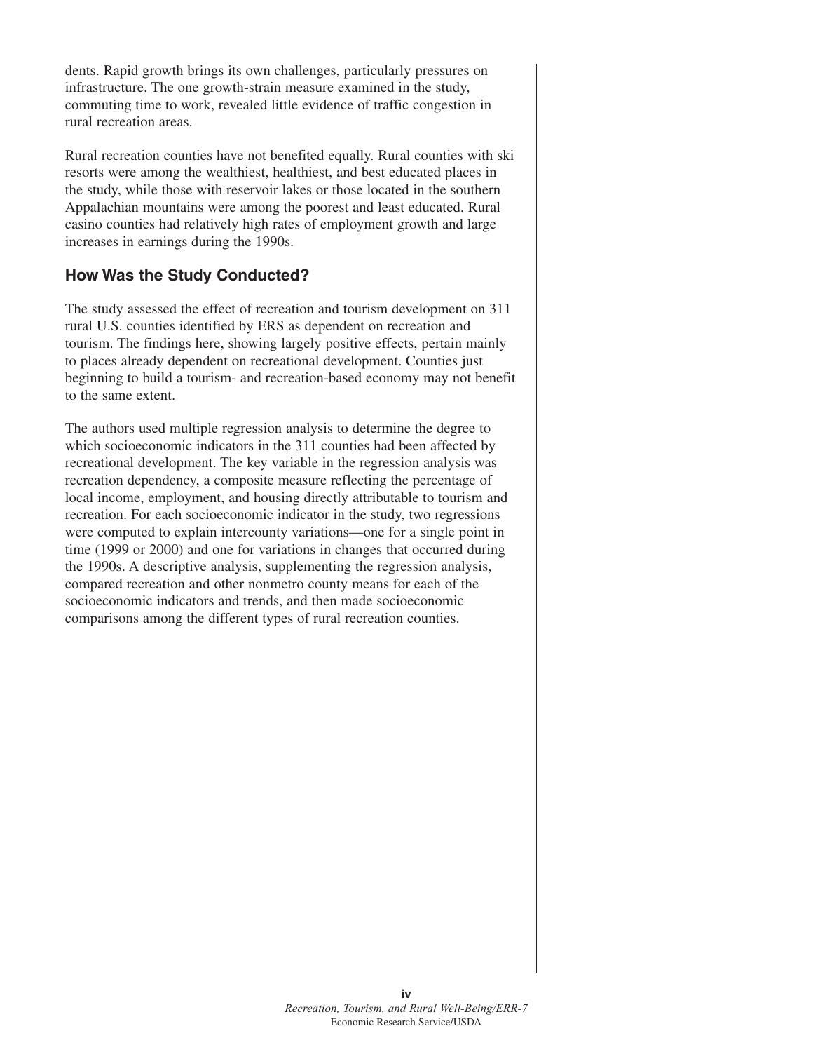dents. Rapid growth brings its own challenges, particularly pressures on infrastructure. The one growth-strain measure examined in the study, commuting time to work, revealed little evidence of traffic congestion in rural recreation areas.

Rural recreation counties have not benefited equally. Rural counties with ski resorts were among the wealthiest, healthiest, and best educated places in the study, while those with reservoir lakes or those located in the southern Appalachian mountains were among the poorest and least educated. Rural casino counties had relatively high rates of employment growth and large increases in earnings during the 1990s.

## How Was the Study Conducted?

The study assessed the effect of recreation and tourism development on 311 rural U.S. counties identified by ERS as dependent on recreation and tourism. The findings here, showing largely positive effects, pertain mainly to places already dependent on recreational development. Counties just beginning to build a tourism- and recreation-based economy may not benefit to the same extent.

The authors used multiple regression analysis to determine the degree to which socioeconomic indicators in the 311 counties had been affected by recreational development. The key variable in the regression analysis was recreation dependency, a composite measure reflecting the percentage of local income, employment, and housing directly attributable to tourism and recreation. For each socioeconomic indicator in the study, two regressions were computed to explain intercounty variations—one for a single point in time (1999 or 2000) and one for variations in changes that occurred during the 1990s. A descriptive analysis, supplementing the regression analysis, compared recreation and other nonmetro county means for each of the socioeconomic indicators and trends, and then made socioeconomic comparisons among the different types of rural recreation counties.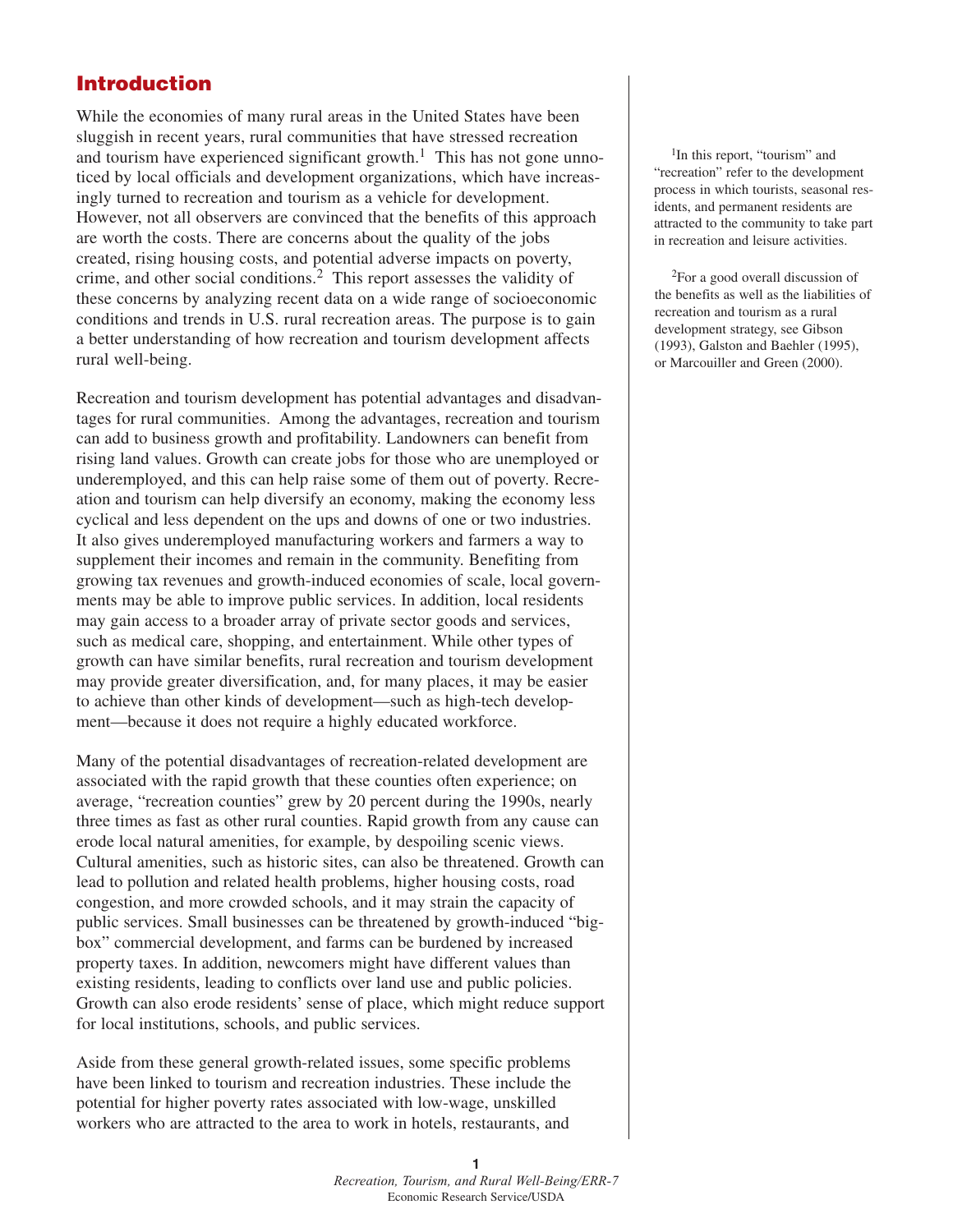## Introduction

While the economies of many rural areas in the United States have been sluggish in recent years, rural communities that have stressed recreation and tourism have experienced significant growth.[1] This has not gone unnoticed by local officials and development organizations, which have increasingly turned to recreation and tourism as a vehicle for development. However, not all observers are convinced that the benefits of this approach are worth the costs. There are concerns about the quality of the jobs created, rising housing costs, and potential adverse impacts on poverty, crime, and other social conditions.[2] This report assesses the validity of these concerns by analyzing recent data on a wide range of socioeconomic conditions and trends in U.S. rural recreation areas. The purpose is to gain a better understanding of how recreation and tourism development affects rural well-being.

Recreation and tourism development has potential advantages and disadvantages for rural communities. Among the advantages, recreation and tourism can add to business growth and profitability. Landowners can benefit from rising land values. Growth can create jobs for those who are unemployed or underemployed, and this can help raise some of them out of poverty. Recreation and tourism can help diversify an economy, making the economy less cyclical and less dependent on the ups and downs of one or two industries. It also gives underemployed manufacturing workers and farmers a way to supplement their incomes and remain in the community. Benefiting from growing tax revenues and growth-induced economies of scale, local governments may be able to improve public services. In addition, local residents may gain access to a broader array of private sector goods and services, such as medical care, shopping, and entertainment. While other types of growth can have similar benefits, rural recreation and tourism development may provide greater diversification, and, for many places, it may be easier to achieve than other kinds of development—such as high-tech development—because it does not require a highly educated workforce.

Many of the potential disadvantages of recreation-related development are associated with the rapid growth that these counties often experience; on average, "recreation counties" grew by 20 percent during the 1990s, nearly three times as fast as other rural counties. Rapid growth from any cause can erode local natural amenities, for example, by despoiling scenic views. Cultural amenities, such as historic sites, can also be threatened. Growth can lead to pollution and related health problems, higher housing costs, road congestion, and more crowded schools, and it may strain the capacity of public services. Small businesses can be threatened by growth-induced "big-box" commercial development, and farms can be burdened by increased property taxes. In addition, newcomers might have different values than existing residents, leading to conflicts over land use and public policies. Growth can also erode residents' sense of place, which might reduce support for local institutions, schools, and public services.

Aside from these general growth-related issues, some specific problems have been linked to tourism and recreation industries. These include the potential for higher poverty rates associated with low-wage, unskilled workers who are attracted to the area to work in hotels, restaurants, and

[1]In this report, "tourism" and "recreation" refer to the development process in which tourists, seasonal residents, and permanent residents are attracted to the community to take part in recreation and leisure activities.

[2]For a good overall discussion of the benefits as well as the liabilities of recreation and tourism as a rural development strategy, see Gibson (1993), Galston and Baehler (1995), or Marcouiller and Green (2000).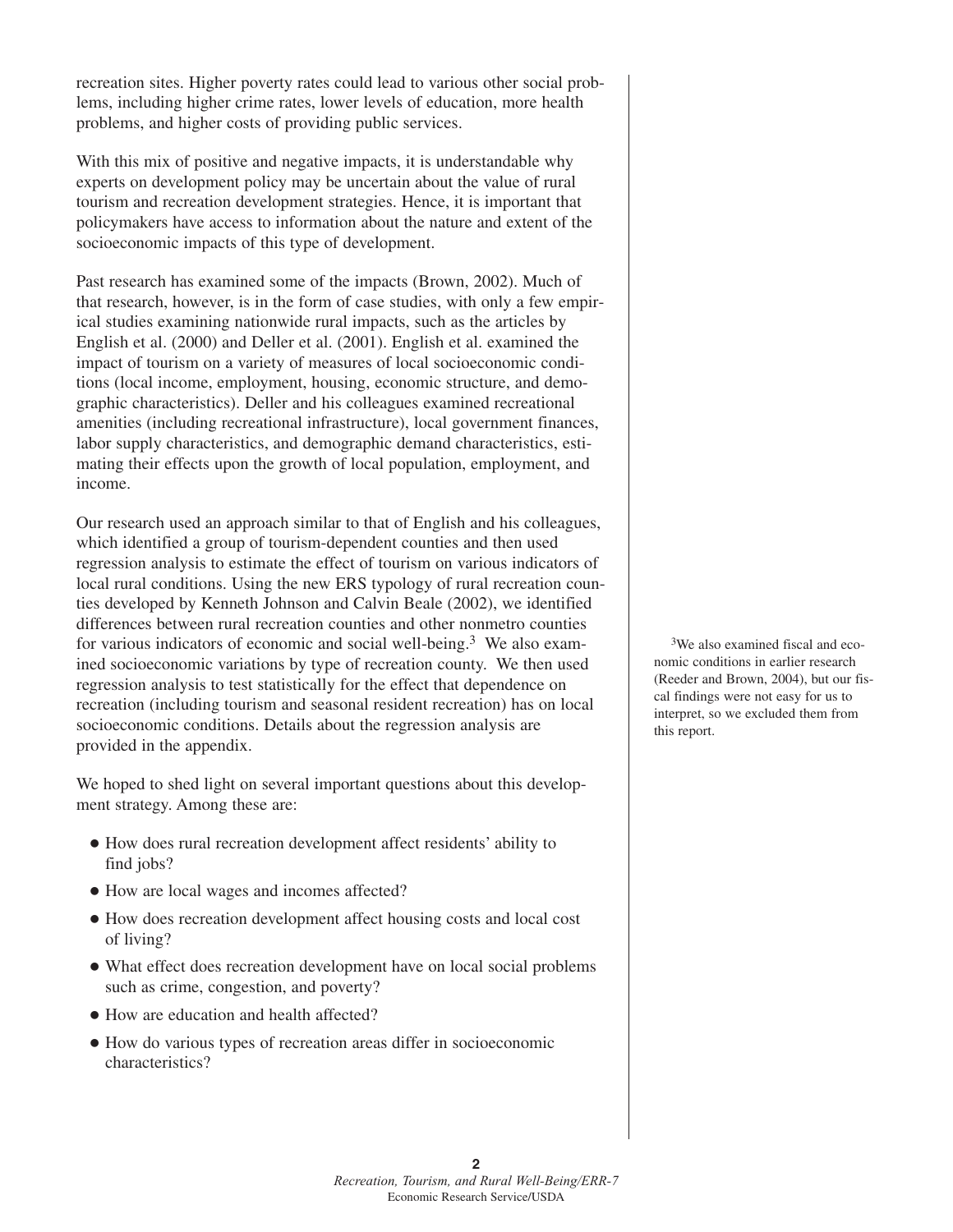recreation sites. Higher poverty rates could lead to various other social problems, including higher crime rates, lower levels of education, more health problems, and higher costs of providing public services.

With this mix of positive and negative impacts, it is understandable why experts on development policy may be uncertain about the value of rural tourism and recreation development strategies. Hence, it is important that policymakers have access to information about the nature and extent of the socioeconomic impacts of this type of development.

Past research has examined some of the impacts (Brown, 2002). Much of that research, however, is in the form of case studies, with only a few empirical studies examining nationwide rural impacts, such as the articles by English et al. (2000) and Deller et al. (2001). English et al. examined the impact of tourism on a variety of measures of local socioeconomic conditions (local income, employment, housing, economic structure, and demographic characteristics). Deller and his colleagues examined recreational amenities (including recreational infrastructure), local government finances, labor supply characteristics, and demographic demand characteristics, estimating their effects upon the growth of local population, employment, and income.

Our research used an approach similar to that of English and his colleagues, which identified a group of tourism-dependent counties and then used regression analysis to estimate the effect of tourism on various indicators of local rural conditions. Using the new ERS typology of rural recreation counties developed by Kenneth Johnson and Calvin Beale (2002), we identified differences between rural recreation counties and other nonmetro counties for various indicators of economic and social well-being.[3] We also examined socioeconomic variations by type of recreation county. We then used regression analysis to test statistically for the effect that dependence on recreation (including tourism and seasonal resident recreation) has on local socioeconomic conditions. Details about the regression analysis are provided in the appendix.

[3] We also examined fiscal and economic conditions in earlier research (Reeder and Brown, 2004), but our fiscal findings were not easy for us to interpret, so we excluded them from this report.

We hoped to shed light on several important questions about this development strategy. Among these are:

- How does rural recreation development affect residents' ability to find jobs?
- How are local wages and incomes affected?
- How does recreation development affect housing costs and local cost of living?
- What effect does recreation development have on local social problems such as crime, congestion, and poverty?
- How are education and health affected?
- How do various types of recreation areas differ in socioeconomic characteristics?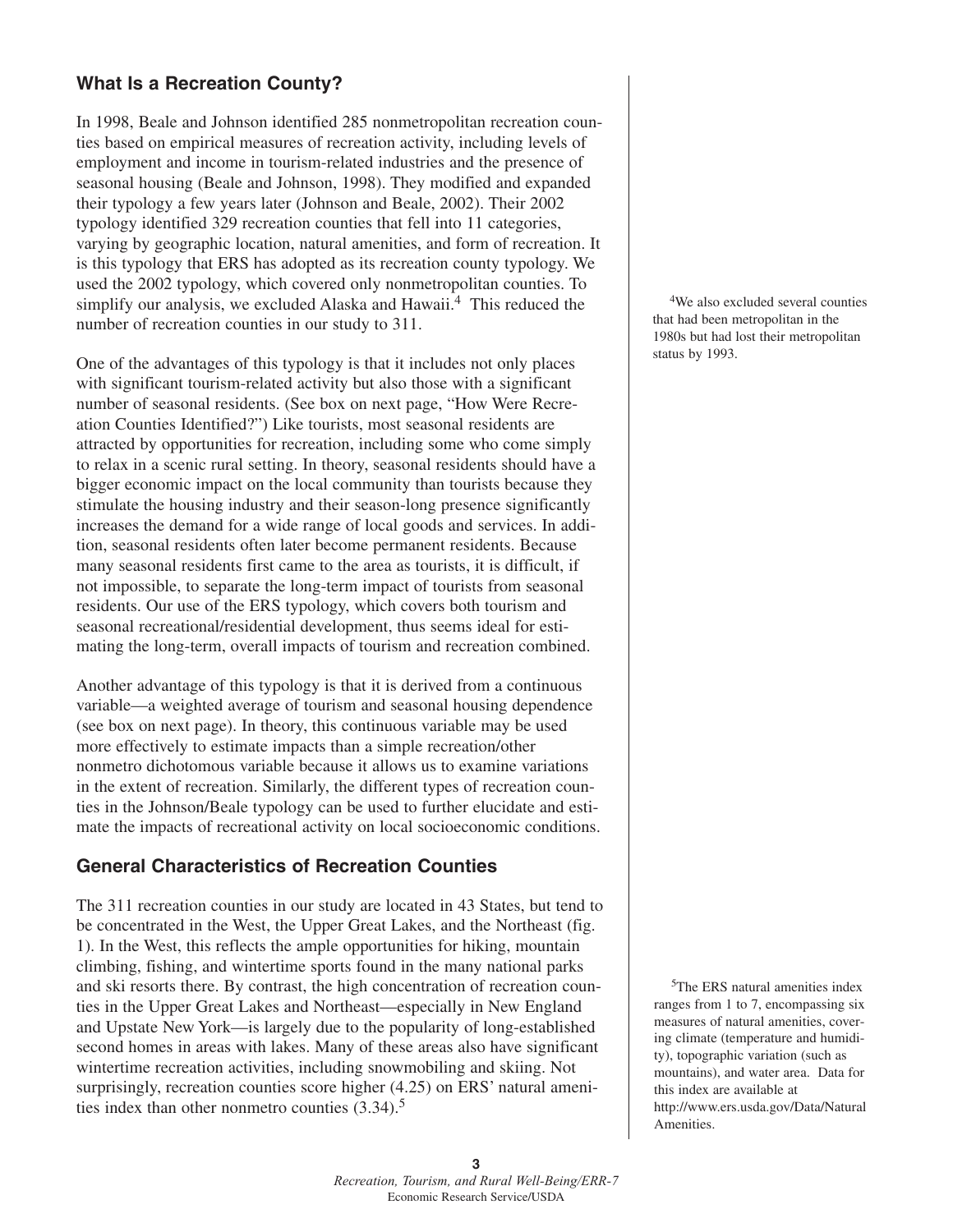## What Is a Recreation County?

In 1998, Beale and Johnson identified 285 nonmetropolitan recreation counties based on empirical measures of recreation activity, including levels of employment and income in tourism-related industries and the presence of seasonal housing (Beale and Johnson, 1998). They modified and expanded their typology a few years later (Johnson and Beale, 2002). Their 2002 typology identified 329 recreation counties that fell into 11 categories, varying by geographic location, natural amenities, and form of recreation. It is this typology that ERS has adopted as its recreation county typology. We used the 2002 typology, which covered only nonmetropolitan counties. To simplify our analysis, we excluded Alaska and Hawaii.[4] This reduced the number of recreation counties in our study to 311.

One of the advantages of this typology is that it includes not only places with significant tourism-related activity but also those with a significant number of seasonal residents. (See box on next page, "How Were Recreation Counties Identified?") Like tourists, most seasonal residents are attracted by opportunities for recreation, including some who come simply to relax in a scenic rural setting. In theory, seasonal residents should have a bigger economic impact on the local community than tourists because they stimulate the housing industry and their season-long presence significantly increases the demand for a wide range of local goods and services. In addition, seasonal residents often later become permanent residents. Because many seasonal residents first came to the area as tourists, it is difficult, if not impossible, to separate the long-term impact of tourists from seasonal residents. Our use of the ERS typology, which covers both tourism and seasonal recreational/residential development, thus seems ideal for estimating the long-term, overall impacts of tourism and recreation combined.

Another advantage of this typology is that it is derived from a continuous variable—a weighted average of tourism and seasonal housing dependence (see box on next page). In theory, this continuous variable may be used more effectively to estimate impacts than a simple recreation/other nonmetro dichotomous variable because it allows us to examine variations in the extent of recreation. Similarly, the different types of recreation counties in the Johnson/Beale typology can be used to further elucidate and estimate the impacts of recreational activity on local socioeconomic conditions.

[4]We also excluded several counties that had been metropolitan in the 1980s but had lost their metropolitan status by 1993.

## General Characteristics of Recreation Counties

The 311 recreation counties in our study are located in 43 States, but tend to be concentrated in the West, the Upper Great Lakes, and the Northeast (fig. 1). In the West, this reflects the ample opportunities for hiking, mountain climbing, fishing, and wintertime sports found in the many national parks and ski resorts there. By contrast, the high concentration of recreation counties in the Upper Great Lakes and Northeast—especially in New England and Upstate New York—is largely due to the popularity of long-established second homes in areas with lakes. Many of these areas also have significant wintertime recreation activities, including snowmobiling and skiing. Not surprisingly, recreation counties score higher (4.25) on ERS' natural amenities index than other nonmetro counties (3.34).[5]

[5]The ERS natural amenities index ranges from 1 to 7, encompassing six measures of natural amenities, covering climate (temperature and humidity), topographic variation (such as mountains), and water area. Data for this index are available at http://www.ers.usda.gov/Data/NaturalAmenities.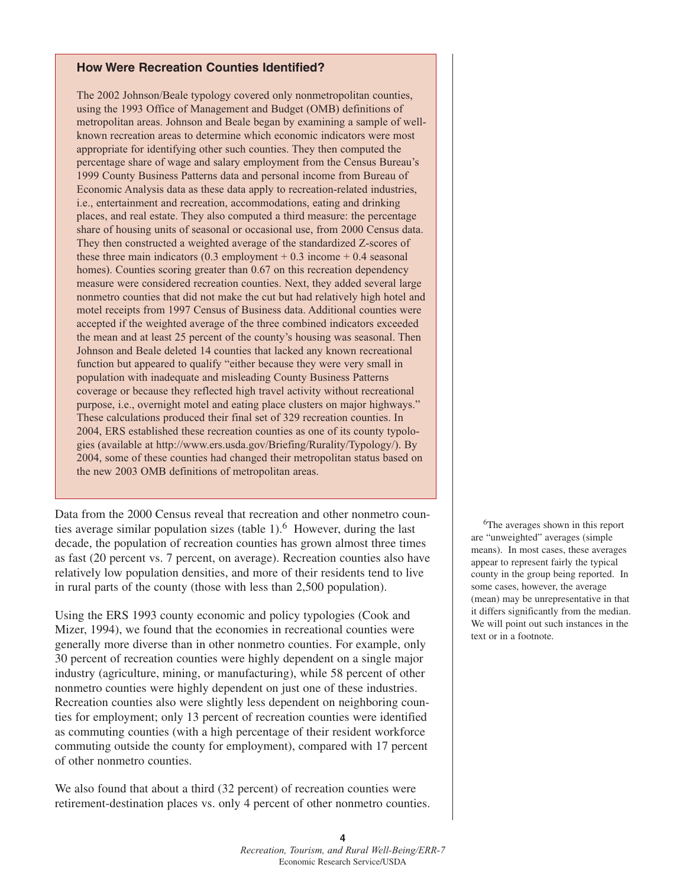### How Were Recreation Counties Identified?

The 2002 Johnson/Beale typology covered only nonmetropolitan counties, using the 1993 Office of Management and Budget (OMB) definitions of metropolitan areas. Johnson and Beale began by examining a sample of well-known recreation areas to determine which economic indicators were most appropriate for identifying other such counties. They then computed the percentage share of wage and salary employment from the Census Bureau's 1999 County Business Patterns data and personal income from Bureau of Economic Analysis data as these data apply to recreation-related industries, i.e., entertainment and recreation, accommodations, eating and drinking places, and real estate. They also computed a third measure: the percentage share of housing units of seasonal or occasional use, from 2000 Census data. They then constructed a weighted average of the standardized Z-scores of these three main indicators (0.3 employment + 0.3 income + 0.4 seasonal homes). Counties scoring greater than 0.67 on this recreation dependency measure were considered recreation counties. Next, they added several large nonmetro counties that did not make the cut but had relatively high hotel and motel receipts from 1997 Census of Business data. Additional counties were accepted if the weighted average of the three combined indicators exceeded the mean and at least 25 percent of the county's housing was seasonal. Then Johnson and Beale deleted 14 counties that lacked any known recreational function but appeared to qualify "either because they were very small in population with inadequate and misleading County Business Patterns coverage or because they reflected high travel activity without recreational purpose, i.e., overnight motel and eating place clusters on major highways." These calculations produced their final set of 329 recreation counties. In 2004, ERS established these recreation counties as one of its county typologies (available at http://www.ers.usda.gov/Briefing/Rurality/Typology/). By 2004, some of these counties had changed their metropolitan status based on the new 2003 OMB definitions of metropolitan areas.

Data from the 2000 Census reveal that recreation and other nonmetro counties average similar population sizes (table 1).[6] However, during the last decade, the population of recreation counties has grown almost three times as fast (20 percent vs. 7 percent, on average). Recreation counties also have relatively low population densities, and more of their residents tend to live in rural parts of the county (those with less than 2,500 population).

Using the ERS 1993 county economic and policy typologies (Cook and Mizer, 1994), we found that the economies in recreational counties were generally more diverse than in other nonmetro counties. For example, only 30 percent of recreation counties were highly dependent on a single major industry (agriculture, mining, or manufacturing), while 58 percent of other nonmetro counties were highly dependent on just one of these industries. Recreation counties also were slightly less dependent on neighboring counties for employment; only 13 percent of recreation counties were identified as commuting counties (with a high percentage of their resident workforce commuting outside the county for employment), compared with 17 percent of other nonmetro counties.

We also found that about a third (32 percent) of recreation counties were retirement-destination places vs. only 4 percent of other nonmetro counties.

[6] The averages shown in this report are "unweighted" averages (simple means). In most cases, these averages appear to represent fairly the typical county in the group being reported. In some cases, however, the average (mean) may be unrepresentative in that it differs significantly from the median. We will point out such instances in the text or in a footnote.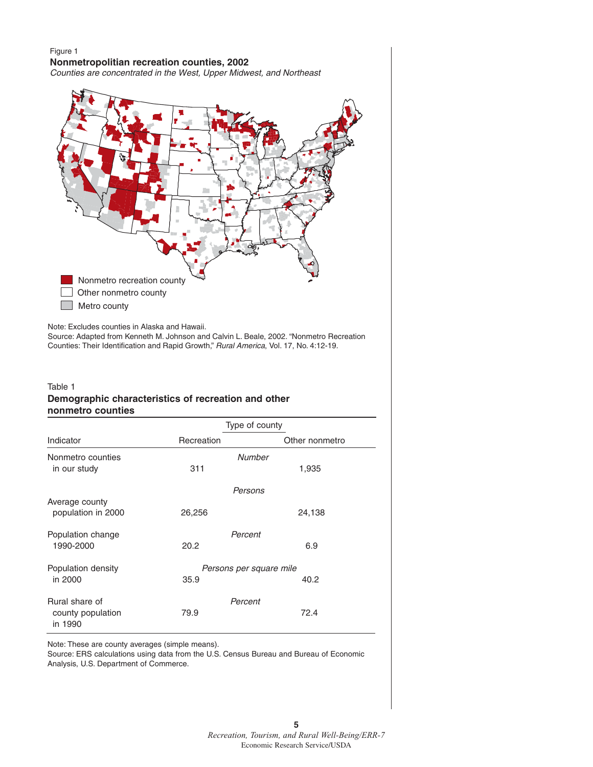Figure 1

**Nonmetropolitan recreation counties, 2002**

*Counties are concentrated in the West, Upper Midwest, and Northeast*

Nonmetro recreation county

Other nonmetro county

Metro county

Note: Excludes counties in Alaska and Hawaii.

Source: Adapted from Kenneth M. Johnson and Calvin L. Beale, 2002. "Nonmetro Recreation Counties: Their Identification and Rapid Growth," *Rural America*, Vol. 17, No. 4:12-19.

Table 1

**Demographic characteristics of recreation and other nonmetro counties**

| Indicator | Type of county | |
|---|---|---|
| | Recreation | Other nonmetro |
| | *Number* | |
| Nonmetro counties in our study | 311 | 1,935 |
| | *Persons* | |
| Average county population in 2000 | 26,256 | 24,138 |
| | *Percent* | |
| Population change 1990-2000 | 20.2 | 6.9 |
| | *Persons per square mile* | |
| Population density in 2000 | 35.9 | 40.2 |
| | *Percent* | |
| Rural share of county population in 1990 | 79.9 | 72.4 |

Note: These are county averages (simple means).

Source: ERS calculations using data from the U.S. Census Bureau and Bureau of Economic Analysis, U.S. Department of Commerce.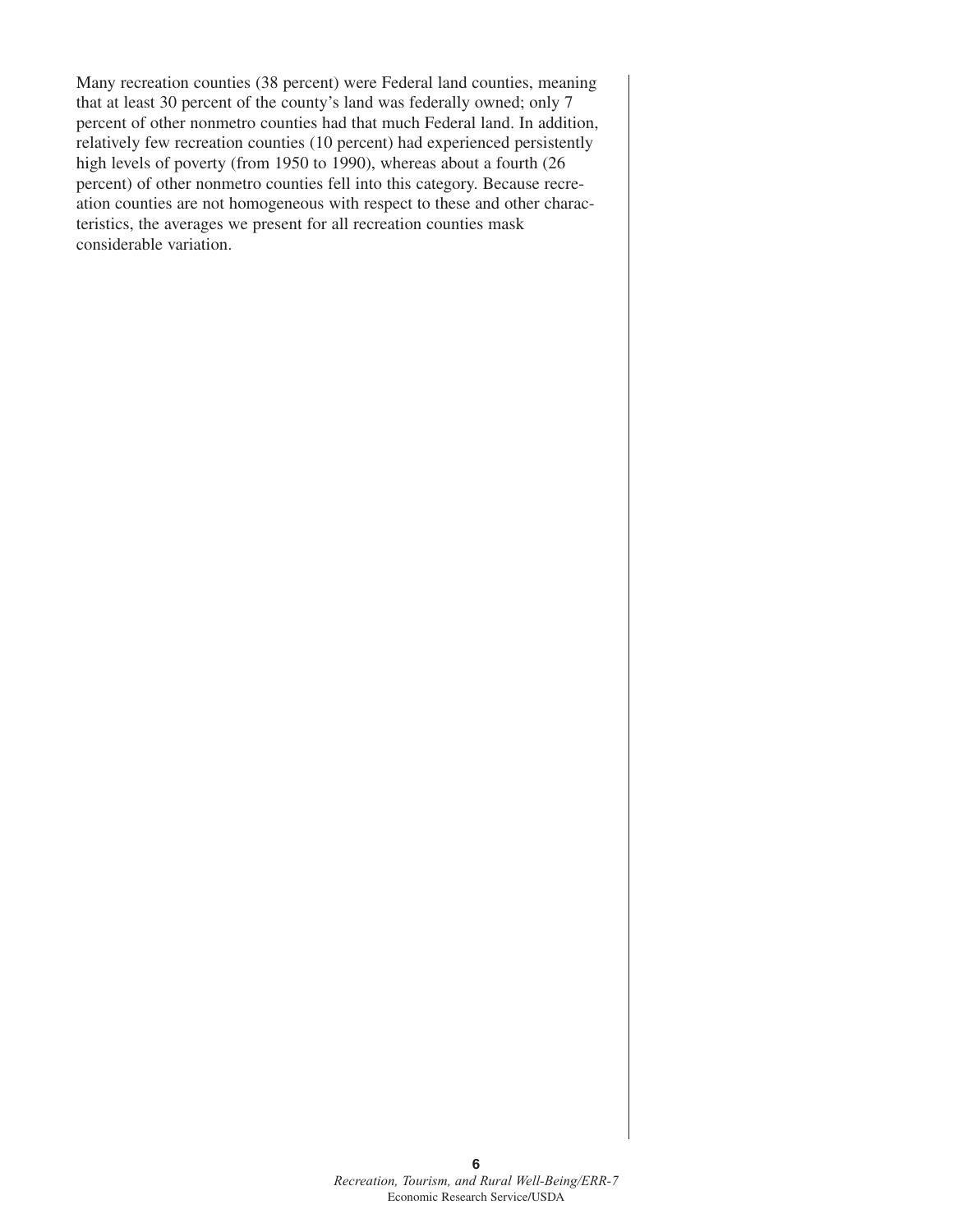Many recreation counties (38 percent) were Federal land counties, meaning that at least 30 percent of the county's land was federally owned; only 7 percent of other nonmetro counties had that much Federal land. In addition, relatively few recreation counties (10 percent) had experienced persistently high levels of poverty (from 1950 to 1990), whereas about a fourth (26 percent) of other nonmetro counties fell into this category. Because recreation counties are not homogeneous with respect to these and other characteristics, the averages we present for all recreation counties mask considerable variation.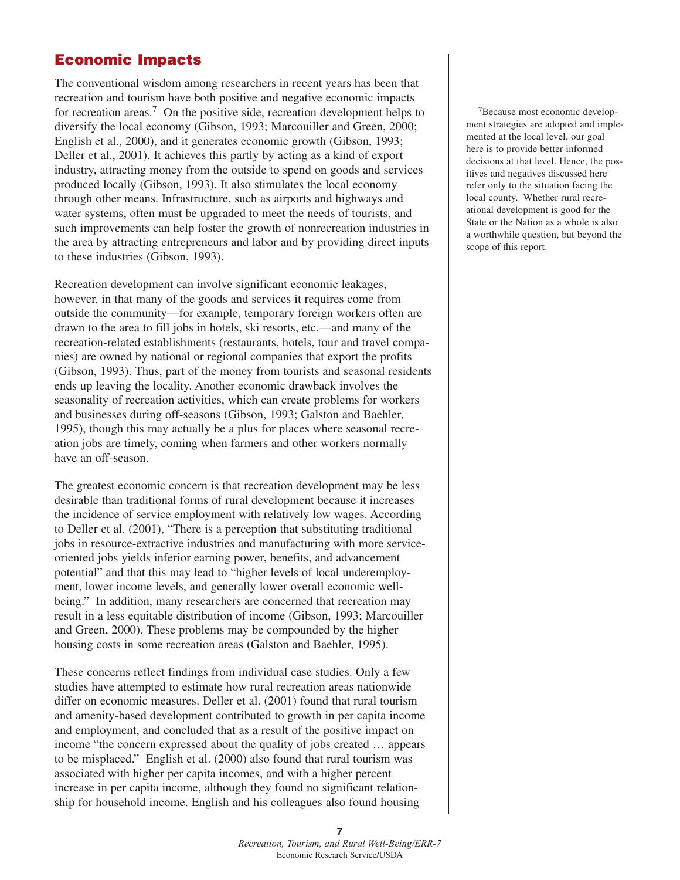## Economic Impacts

The conventional wisdom among researchers in recent years has been that recreation and tourism have both positive and negative economic impacts for recreation areas.[7] On the positive side, recreation development helps to diversify the local economy (Gibson, 1993; Marcouiller and Green, 2000; English et al., 2000), and it generates economic growth (Gibson, 1993; Deller et al., 2001). It achieves this partly by acting as a kind of export industry, attracting money from the outside to spend on goods and services produced locally (Gibson, 1993). It also stimulates the local economy through other means. Infrastructure, such as airports and highways and water systems, often must be upgraded to meet the needs of tourists, and such improvements can help foster the growth of nonrecreation industries in the area by attracting entrepreneurs and labor and by providing direct inputs to these industries (Gibson, 1993).

Recreation development can involve significant economic leakages, however, in that many of the goods and services it requires come from outside the community—for example, temporary foreign workers often are drawn to the area to fill jobs in hotels, ski resorts, etc.—and many of the recreation-related establishments (restaurants, hotels, tour and travel companies) are owned by national or regional companies that export the profits (Gibson, 1993). Thus, part of the money from tourists and seasonal residents ends up leaving the locality. Another economic drawback involves the seasonality of recreation activities, which can create problems for workers and businesses during off-seasons (Gibson, 1993; Galston and Baehler, 1995), though this may actually be a plus for places where seasonal recreation jobs are timely, coming when farmers and other workers normally have an off-season.

The greatest economic concern is that recreation development may be less desirable than traditional forms of rural development because it increases the incidence of service employment with relatively low wages. According to Deller et al. (2001), "There is a perception that substituting traditional jobs in resource-extractive industries and manufacturing with more service-oriented jobs yields inferior earning power, benefits, and advancement potential" and that this may lead to "higher levels of local underemployment, lower income levels, and generally lower overall economic well-being." In addition, many researchers are concerned that recreation may result in a less equitable distribution of income (Gibson, 1993; Marcouiller and Green, 2000). These problems may be compounded by the higher housing costs in some recreation areas (Galston and Baehler, 1995).

These concerns reflect findings from individual case studies. Only a few studies have attempted to estimate how rural recreation areas nationwide differ on economic measures. Deller et al. (2001) found that rural tourism and amenity-based development contributed to growth in per capita income and employment, and concluded that as a result of the positive impact on income "the concern expressed about the quality of jobs created … appears to be misplaced." English et al. (2000) also found that rural tourism was associated with higher per capita incomes, and with a higher percent increase in per capita income, although they found no significant relationship for household income. English and his colleagues also found housing

[7] Because most economic development strategies are adopted and implemented at the local level, our goal here is to provide better informed decisions at that level. Hence, the positives and negatives discussed here refer only to the situation facing the local county. Whether rural recreational development is good for the State or the Nation as a whole is also a worthwhile question, but beyond the scope of this report.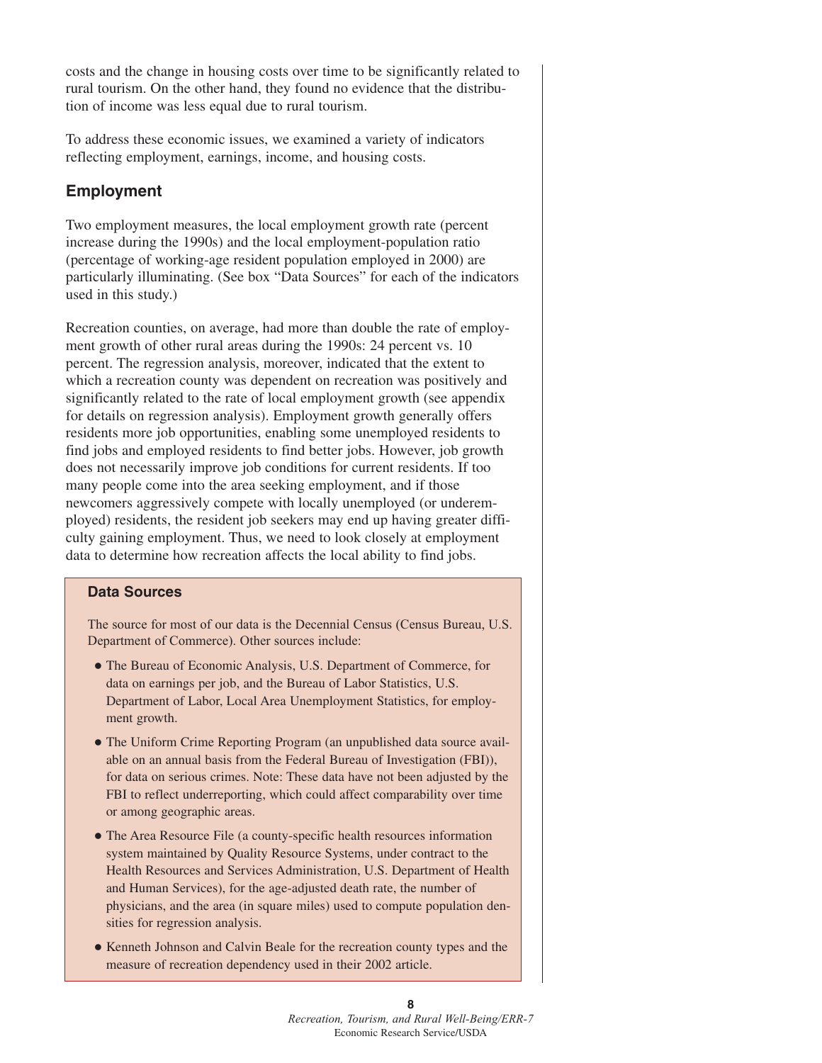costs and the change in housing costs over time to be significantly related to rural tourism. On the other hand, they found no evidence that the distribution of income was less equal due to rural tourism.

To address these economic issues, we examined a variety of indicators reflecting employment, earnings, income, and housing costs.

## Employment

Two employment measures, the local employment growth rate (percent increase during the 1990s) and the local employment-population ratio (percentage of working-age resident population employed in 2000) are particularly illuminating. (See box "Data Sources" for each of the indicators used in this study.)

Recreation counties, on average, had more than double the rate of employment growth of other rural areas during the 1990s: 24 percent vs. 10 percent. The regression analysis, moreover, indicated that the extent to which a recreation county was dependent on recreation was positively and significantly related to the rate of local employment growth (see appendix for details on regression analysis). Employment growth generally offers residents more job opportunities, enabling some unemployed residents to find jobs and employed residents to find better jobs. However, job growth does not necessarily improve job conditions for current residents. If too many people come into the area seeking employment, and if those newcomers aggressively compete with locally unemployed (or underemployed) residents, the resident job seekers may end up having greater difficulty gaining employment. Thus, we need to look closely at employment data to determine how recreation affects the local ability to find jobs.

### Data Sources

The source for most of our data is the Decennial Census (Census Bureau, U.S. Department of Commerce). Other sources include:

- The Bureau of Economic Analysis, U.S. Department of Commerce, for data on earnings per job, and the Bureau of Labor Statistics, U.S. Department of Labor, Local Area Unemployment Statistics, for employment growth.
- The Uniform Crime Reporting Program (an unpublished data source available on an annual basis from the Federal Bureau of Investigation (FBI)), for data on serious crimes. Note: These data have not been adjusted by the FBI to reflect underreporting, which could affect comparability over time or among geographic areas.
- The Area Resource File (a county-specific health resources information system maintained by Quality Resource Systems, under contract to the Health Resources and Services Administration, U.S. Department of Health and Human Services), for the age-adjusted death rate, the number of physicians, and the area (in square miles) used to compute population densities for regression analysis.
- Kenneth Johnson and Calvin Beale for the recreation county types and the measure of recreation dependency used in their 2002 article.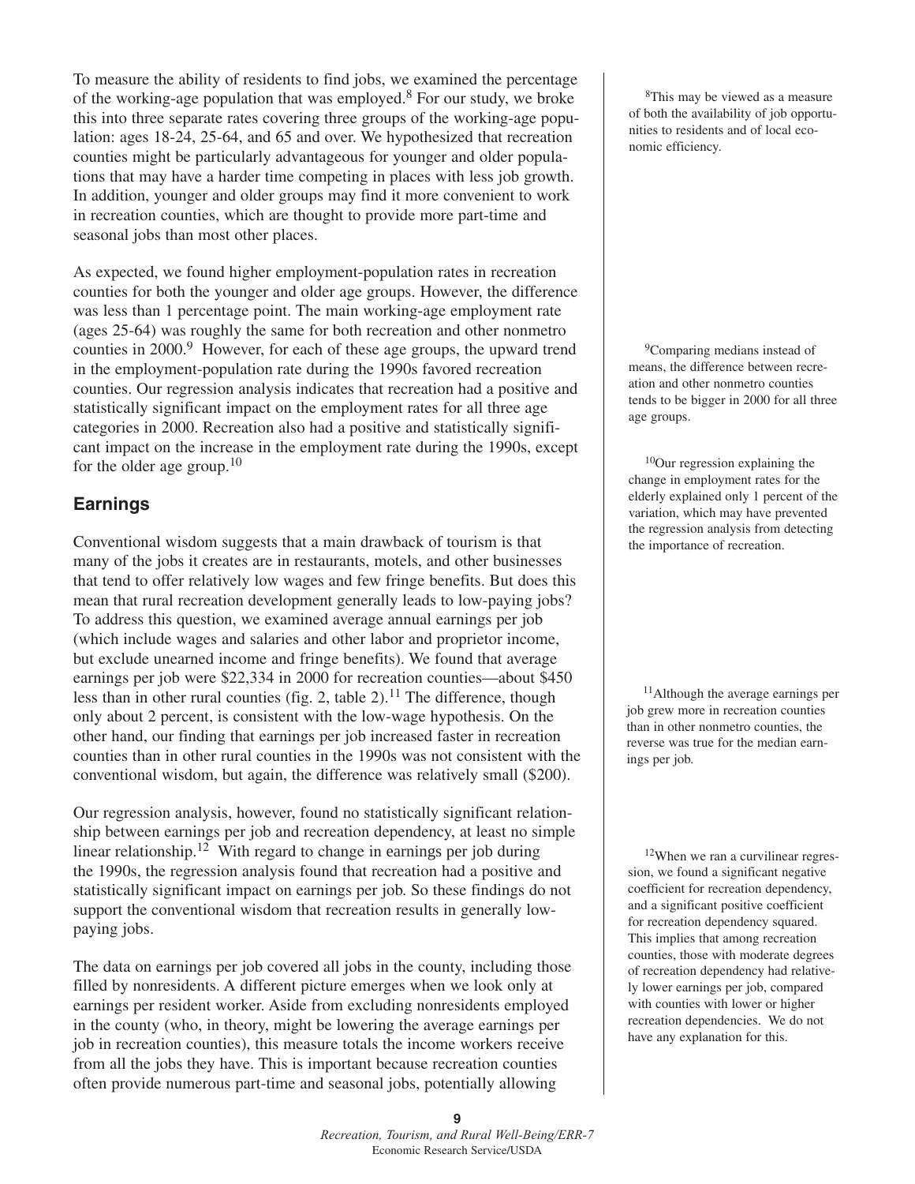To measure the ability of residents to find jobs, we examined the percentage of the working-age population that was employed.[8] For our study, we broke this into three separate rates covering three groups of the working-age population: ages 18-24, 25-64, and 65 and over. We hypothesized that recreation counties might be particularly advantageous for younger and older populations that may have a harder time competing in places with less job growth. In addition, younger and older groups may find it more convenient to work in recreation counties, which are thought to provide more part-time and seasonal jobs than most other places.

As expected, we found higher employment-population rates in recreation counties for both the younger and older age groups. However, the difference was less than 1 percentage point. The main working-age employment rate (ages 25-64) was roughly the same for both recreation and other nonmetro counties in 2000.[9] However, for each of these age groups, the upward trend in the employment-population rate during the 1990s favored recreation counties. Our regression analysis indicates that recreation had a positive and statistically significant impact on the employment rates for all three age categories in 2000. Recreation also had a positive and statistically significant impact on the increase in the employment rate during the 1990s, except for the older age group.[10]

## Earnings

Conventional wisdom suggests that a main drawback of tourism is that many of the jobs it creates are in restaurants, motels, and other businesses that tend to offer relatively low wages and few fringe benefits. But does this mean that rural recreation development generally leads to low-paying jobs? To address this question, we examined average annual earnings per job (which include wages and salaries and other labor and proprietor income, but exclude unearned income and fringe benefits). We found that average earnings per job were $22,334 in 2000 for recreation counties—about $450 less than in other rural counties (fig. 2, table 2).[11] The difference, though only about 2 percent, is consistent with the low-wage hypothesis. On the other hand, our finding that earnings per job increased faster in recreation counties than in other rural counties in the 1990s was not consistent with the conventional wisdom, but again, the difference was relatively small ($200).

Our regression analysis, however, found no statistically significant relationship between earnings per job and recreation dependency, at least no simple linear relationship.[12] With regard to change in earnings per job during the 1990s, the regression analysis found that recreation had a positive and statistically significant impact on earnings per job. So these findings do not support the conventional wisdom that recreation results in generally low-paying jobs.

The data on earnings per job covered all jobs in the county, including those filled by nonresidents. A different picture emerges when we look only at earnings per resident worker. Aside from excluding nonresidents employed in the county (who, in theory, might be lowering the average earnings per job in recreation counties), this measure totals the income workers receive from all the jobs they have. This is important because recreation counties often provide numerous part-time and seasonal jobs, potentially allowing

[8]This may be viewed as a measure of both the availability of job opportunities to residents and of local economic efficiency.

[9]Comparing medians instead of means, the difference between recreation and other nonmetro counties tends to be bigger in 2000 for all three age groups.

[10]Our regression explaining the change in employment rates for the elderly explained only 1 percent of the variation, which may have prevented the regression analysis from detecting the importance of recreation.

[11]Although the average earnings per job grew more in recreation counties than in other nonmetro counties, the reverse was true for the median earnings per job.

[12]When we ran a curvilinear regression, we found a significant negative coefficient for recreation dependency, and a significant positive coefficient for recreation dependency squared. This implies that among recreation counties, those with moderate degrees of recreation dependency had relatively lower earnings per job, compared with counties with lower or higher recreation dependencies. We do not have any explanation for this.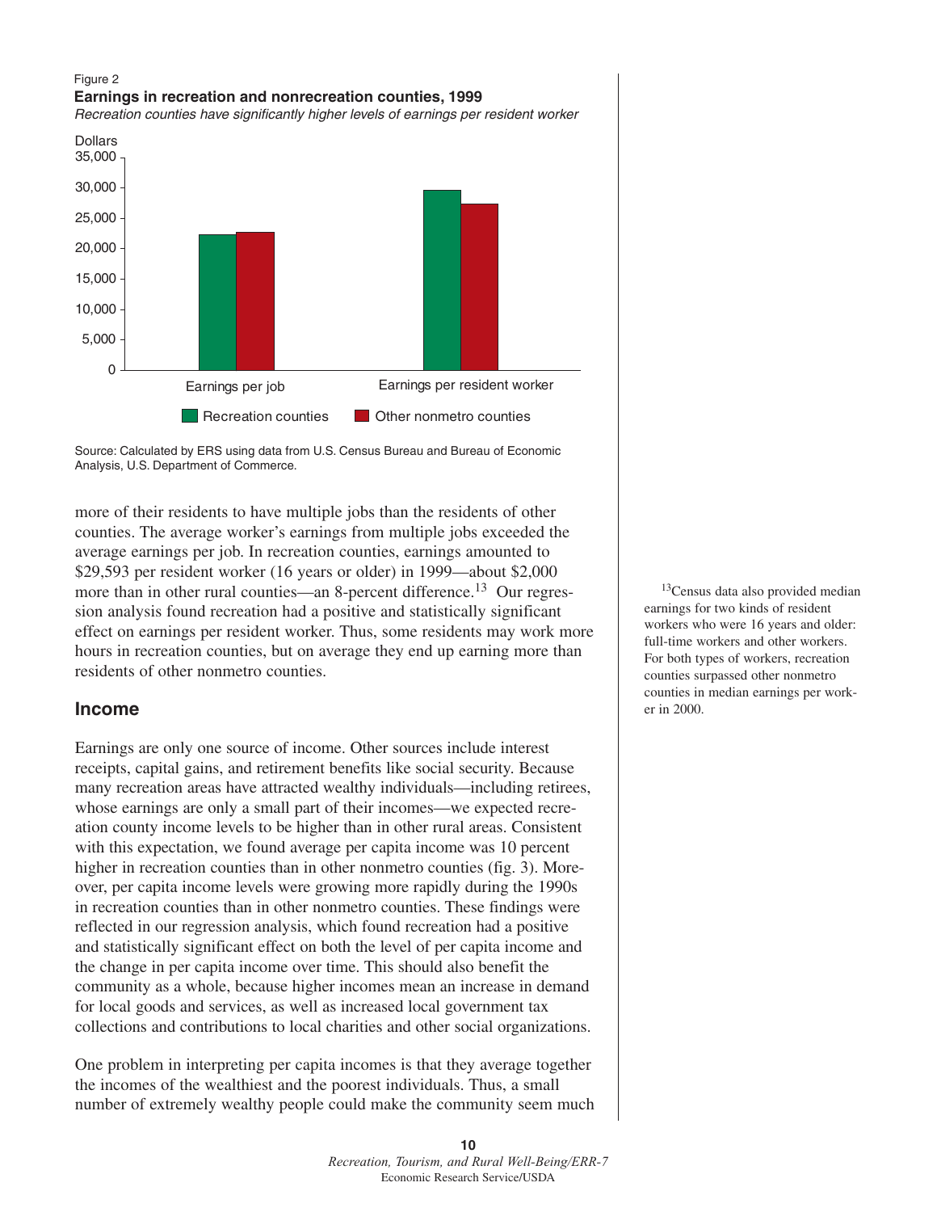Figure 2

**Earnings in recreation and nonrecreation counties, 1999**

*Recreation counties have significantly higher levels of earnings per resident worker*

Source: Calculated by ERS using data from U.S. Census Bureau and Bureau of Economic Analysis, U.S. Department of Commerce.

more of their residents to have multiple jobs than the residents of other counties. The average worker's earnings from multiple jobs exceeded the average earnings per job. In recreation counties, earnings amounted to \$29,593 per resident worker (16 years or older) in 1999—about \$2,000 more than in other rural counties—an 8-percent difference.[13] Our regression analysis found recreation had a positive and statistically significant effect on earnings per resident worker. Thus, some residents may work more hours in recreation counties, but on average they end up earning more than residents of other nonmetro counties.

[13]Census data also provided median earnings for two kinds of resident workers who were 16 years and older: full-time workers and other workers. For both types of workers, recreation counties surpassed other nonmetro counties in median earnings per worker in 2000.

## Income

Earnings are only one source of income. Other sources include interest receipts, capital gains, and retirement benefits like social security. Because many recreation areas have attracted wealthy individuals—including retirees, whose earnings are only a small part of their incomes—we expected recreation county income levels to be higher than in other rural areas. Consistent with this expectation, we found average per capita income was 10 percent higher in recreation counties than in other nonmetro counties (fig. 3). Moreover, per capita income levels were growing more rapidly during the 1990s in recreation counties than in other nonmetro counties. These findings were reflected in our regression analysis, which found recreation had a positive and statistically significant effect on both the level of per capita income and the change in per capita income over time. This should also benefit the community as a whole, because higher incomes mean an increase in demand for local goods and services, as well as increased local government tax collections and contributions to local charities and other social organizations.

One problem in interpreting per capita incomes is that they average together the incomes of the wealthiest and the poorest individuals. Thus, a small number of extremely wealthy people could make the community seem much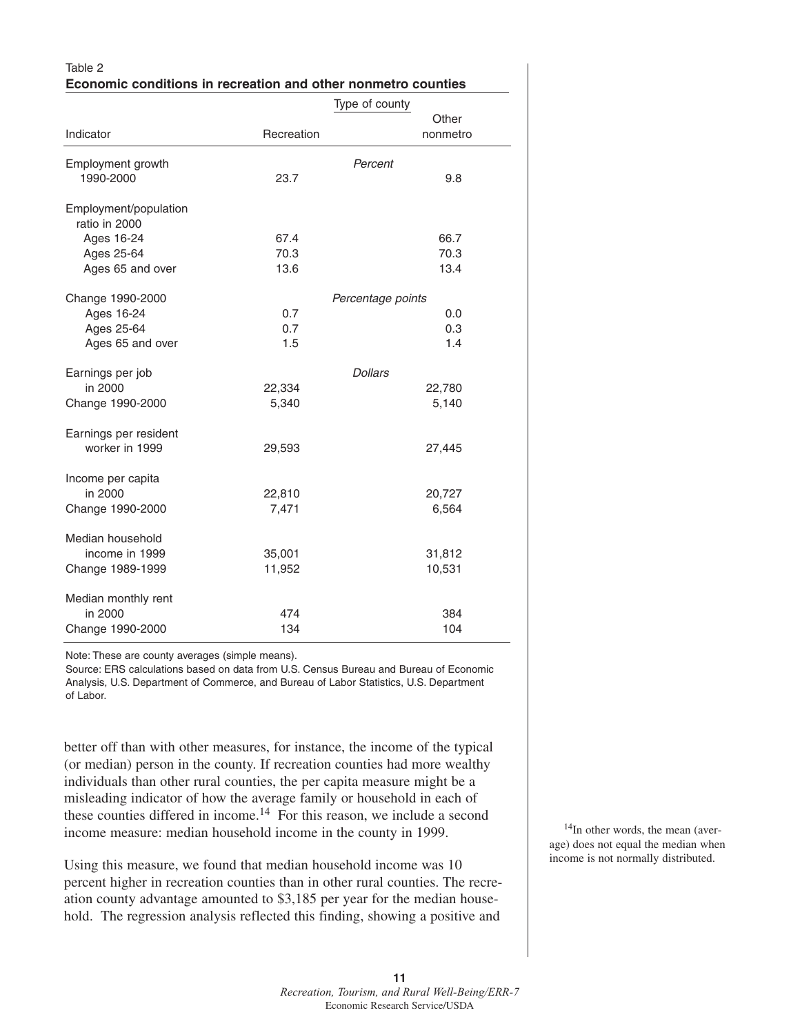Table 2

**Economic conditions in recreation and other nonmetro counties**

| Indicator | Recreation | Other nonmetro |
|---|---|---|
| | *Percent* | |
| Employment growth 1990-2000 | 23.7 | 9.8 |
| Employment/population ratio in 2000 | | |
| Ages 16-24 | 67.4 | 66.7 |
| Ages 25-64 | 70.3 | 70.3 |
| Ages 65 and over | 13.6 | 13.4 |
| | *Percentage points* | |
| Change 1990-2000 | | |
| Ages 16-24 | 0.7 | 0.0 |
| Ages 25-64 | 0.7 | 0.3 |
| Ages 65 and over | 1.5 | 1.4 |
| | *Dollars* | |
| Earnings per job in 2000 | 22,334 | 22,780 |
| Change 1990-2000 | 5,340 | 5,140 |
| Earnings per resident worker in 1999 | 29,593 | 27,445 |
| Income per capita in 2000 | 22,810 | 20,727 |
| Change 1990-2000 | 7,471 | 6,564 |
| Median household income in 1999 | 35,001 | 31,812 |
| Change 1989-1999 | 11,952 | 10,531 |
| Median monthly rent in 2000 | 474 | 384 |
| Change 1990-2000 | 134 | 104 |

Note: These are county averages (simple means).

Source: ERS calculations based on data from U.S. Census Bureau and Bureau of Economic Analysis, U.S. Department of Commerce, and Bureau of Labor Statistics, U.S. Department of Labor.

better off than with other measures, for instance, the income of the typical (or median) person in the county. If recreation counties had more wealthy individuals than other rural counties, the per capita measure might be a misleading indicator of how the average family or household in each of these counties differed in income.[14] For this reason, we include a second income measure: median household income in the county in 1999.

Using this measure, we found that median household income was 10 percent higher in recreation counties than in other rural counties. The recreation county advantage amounted to $3,185 per year for the median household. The regression analysis reflected this finding, showing a positive and

[14]In other words, the mean (average) does not equal the median when income is not normally distributed.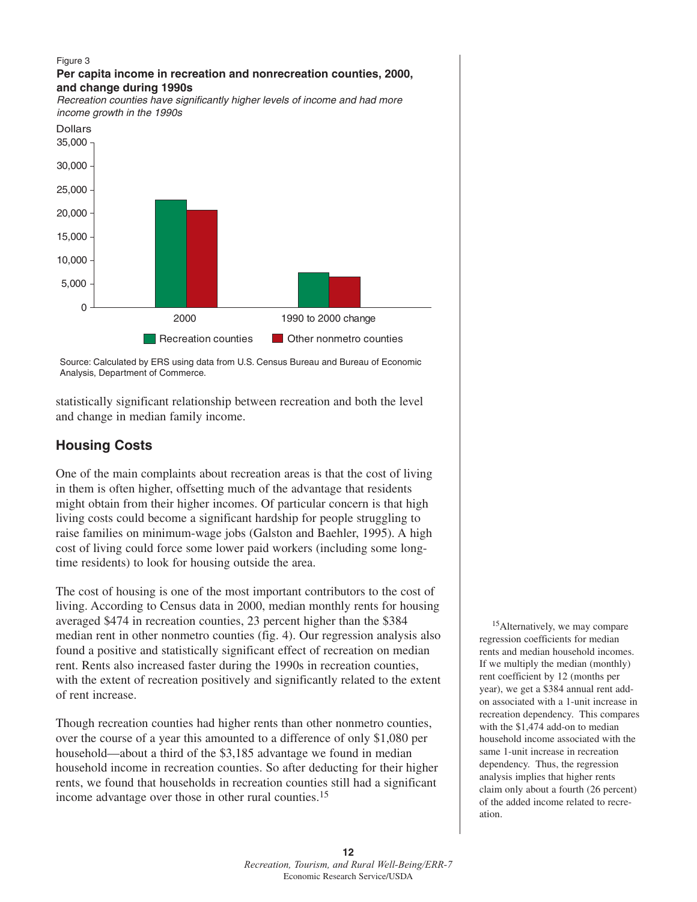Figure 3

**Per capita income in recreation and nonrecreation counties, 2000, and change during 1990s**

*Recreation counties have significantly higher levels of income and had more income growth in the 1990s*

Source: Calculated by ERS using data from U.S. Census Bureau and Bureau of Economic Analysis, Department of Commerce.

statistically significant relationship between recreation and both the level and change in median family income.

## Housing Costs

One of the main complaints about recreation areas is that the cost of living in them is often higher, offsetting much of the advantage that residents might obtain from their higher incomes. Of particular concern is that high living costs could become a significant hardship for people struggling to raise families on minimum-wage jobs (Galston and Baehler, 1995). A high cost of living could force some lower paid workers (including some long-time residents) to look for housing outside the area.

The cost of housing is one of the most important contributors to the cost of living. According to Census data in 2000, median monthly rents for housing averaged $474 in recreation counties, 23 percent higher than the $384 median rent in other nonmetro counties (fig. 4). Our regression analysis also found a positive and statistically significant effect of recreation on median rent. Rents also increased faster during the 1990s in recreation counties, with the extent of recreation positively and significantly related to the extent of rent increase.

Though recreation counties had higher rents than other nonmetro counties, over the course of a year this amounted to a difference of only $1,080 per household—about a third of the $3,185 advantage we found in median household income in recreation counties. So after deducting for their higher rents, we found that households in recreation counties still had a significant income advantage over those in other rural counties.[15]

[15]Alternatively, we may compare regression coefficients for median rents and median household incomes. If we multiply the median (monthly) rent coefficient by 12 (months per year), we get a $384 annual rent add-on associated with a 1-unit increase in recreation dependency. This compares with the $1,474 add-on to median household income associated with the same 1-unit increase in recreation dependency. Thus, the regression analysis implies that higher rents claim only about a fourth (26 percent) of the added income related to recreation.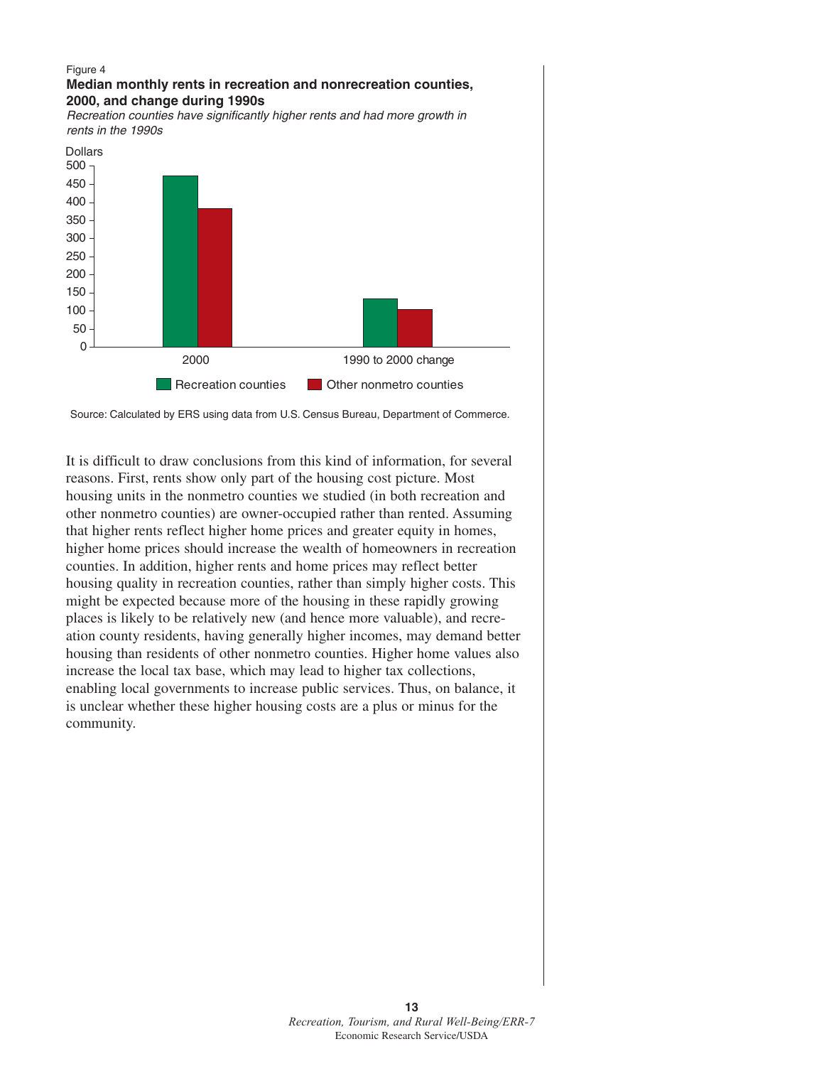Figure 4

**Median monthly rents in recreation and nonrecreation counties, 2000, and change during 1990s**

*Recreation counties have significantly higher rents and had more growth in rents in the 1990s*

Source: Calculated by ERS using data from U.S. Census Bureau, Department of Commerce.

It is difficult to draw conclusions from this kind of information, for several reasons. First, rents show only part of the housing cost picture. Most housing units in the nonmetro counties we studied (in both recreation and other nonmetro counties) are owner-occupied rather than rented. Assuming that higher rents reflect higher home prices and greater equity in homes, higher home prices should increase the wealth of homeowners in recreation counties. In addition, higher rents and home prices may reflect better housing quality in recreation counties, rather than simply higher costs. This might be expected because more of the housing in these rapidly growing places is likely to be relatively new (and hence more valuable), and recreation county residents, having generally higher incomes, may demand better housing than residents of other nonmetro counties. Higher home values also increase the local tax base, which may lead to higher tax collections, enabling local governments to increase public services. Thus, on balance, it is unclear whether these higher housing costs are a plus or minus for the community.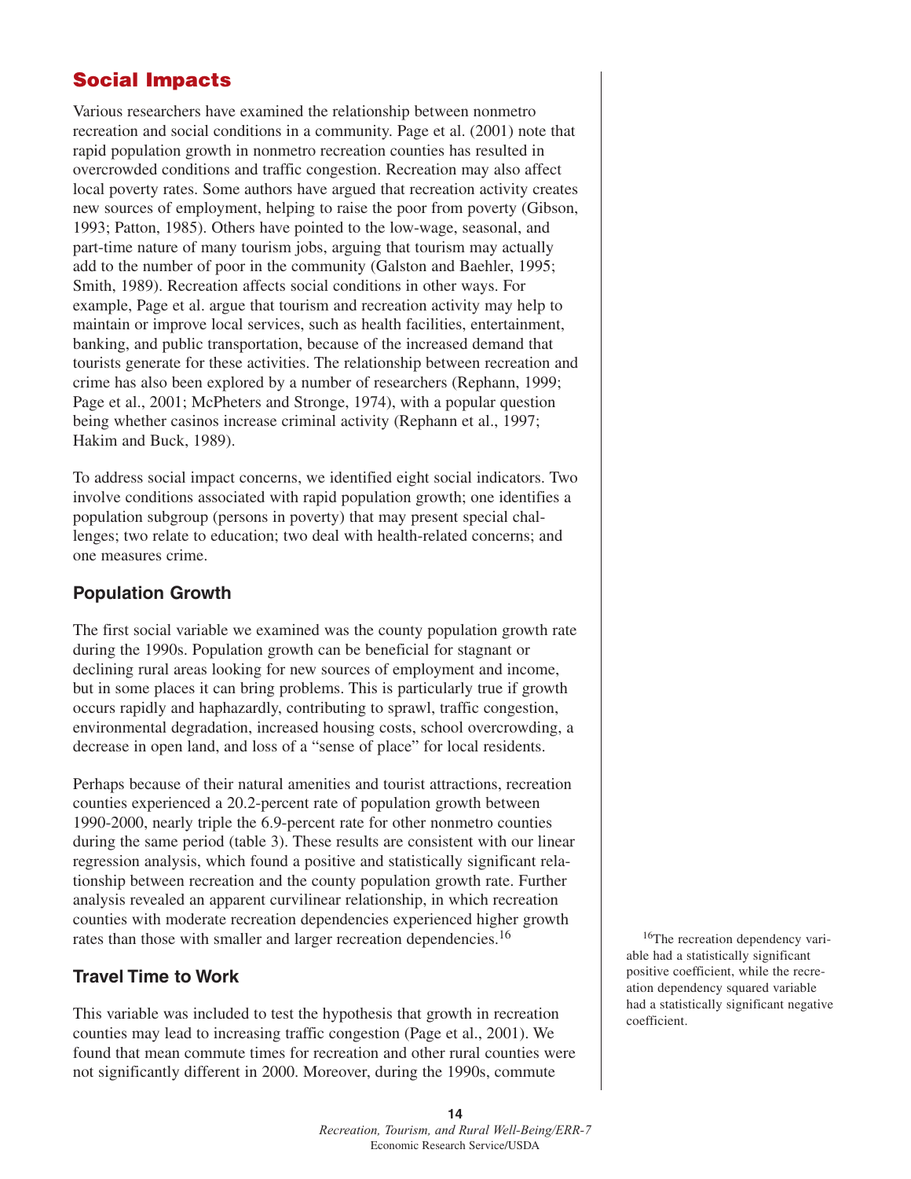## Social Impacts

Various researchers have examined the relationship between nonmetro recreation and social conditions in a community. Page et al. (2001) note that rapid population growth in nonmetro recreation counties has resulted in overcrowded conditions and traffic congestion. Recreation may also affect local poverty rates. Some authors have argued that recreation activity creates new sources of employment, helping to raise the poor from poverty (Gibson, 1993; Patton, 1985). Others have pointed to the low-wage, seasonal, and part-time nature of many tourism jobs, arguing that tourism may actually add to the number of poor in the community (Galston and Baehler, 1995; Smith, 1989). Recreation affects social conditions in other ways. For example, Page et al. argue that tourism and recreation activity may help to maintain or improve local services, such as health facilities, entertainment, banking, and public transportation, because of the increased demand that tourists generate for these activities. The relationship between recreation and crime has also been explored by a number of researchers (Rephann, 1999; Page et al., 2001; McPheters and Stronge, 1974), with a popular question being whether casinos increase criminal activity (Rephann et al., 1997; Hakim and Buck, 1989).

To address social impact concerns, we identified eight social indicators. Two involve conditions associated with rapid population growth; one identifies a population subgroup (persons in poverty) that may present special challenges; two relate to education; two deal with health-related concerns; and one measures crime.

### Population Growth

The first social variable we examined was the county population growth rate during the 1990s. Population growth can be beneficial for stagnant or declining rural areas looking for new sources of employment and income, but in some places it can bring problems. This is particularly true if growth occurs rapidly and haphazardly, contributing to sprawl, traffic congestion, environmental degradation, increased housing costs, school overcrowding, a decrease in open land, and loss of a "sense of place" for local residents.

Perhaps because of their natural amenities and tourist attractions, recreation counties experienced a 20.2-percent rate of population growth between 1990-2000, nearly triple the 6.9-percent rate for other nonmetro counties during the same period (table 3). These results are consistent with our linear regression analysis, which found a positive and statistically significant relationship between recreation and the county population growth rate. Further analysis revealed an apparent curvilinear relationship, in which recreation counties with moderate recreation dependencies experienced higher growth rates than those with smaller and larger recreation dependencies.[16]

[16]The recreation dependency variable had a statistically significant positive coefficient, while the recreation dependency squared variable had a statistically significant negative coefficient.

### Travel Time to Work

This variable was included to test the hypothesis that growth in recreation counties may lead to increasing traffic congestion (Page et al., 2001). We found that mean commute times for recreation and other rural counties were not significantly different in 2000. Moreover, during the 1990s, commute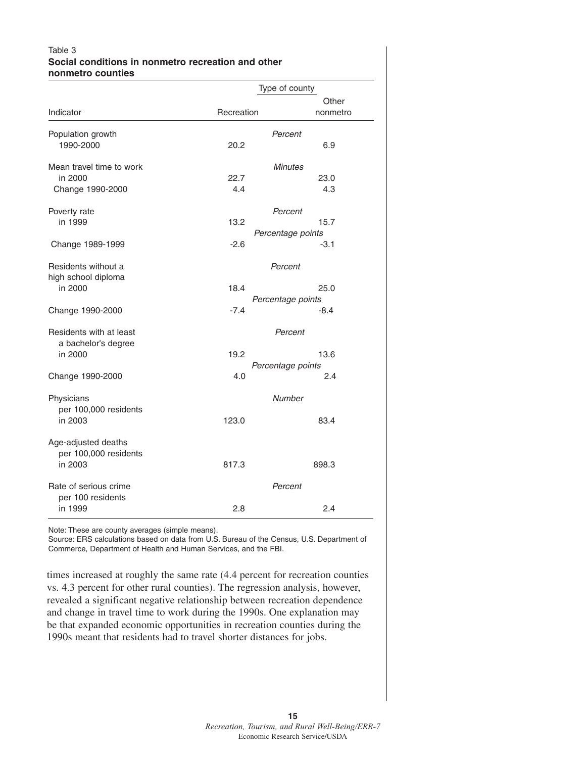Table 3
**Social conditions in nonmetro recreation and other nonmetro counties**

| Indicator | Type of county | |
|---|---|---|
| | Recreation | Other nonmetro |
| Population growth | *Percent* | |
| 1990-2000 | 20.2 | 6.9 |
| Mean travel time to work | *Minutes* | |
| in 2000 | 22.7 | 23.0 |
| Change 1990-2000 | 4.4 | 4.3 |
| Poverty rate | *Percent* | |
| in 1999 | 13.2 | 15.7 |
| | *Percentage points* | |
| Change 1989-1999 | -2.6 | -3.1 |
| Residents without a high school diploma | *Percent* | |
| in 2000 | 18.4 | 25.0 |
| | *Percentage points* | |
| Change 1990-2000 | -7.4 | -8.4 |
| Residents with at least a bachelor's degree | *Percent* | |
| in 2000 | 19.2 | 13.6 |
| | *Percentage points* | |
| Change 1990-2000 | 4.0 | 2.4 |
| Physicians per 100,000 residents | *Number* | |
| in 2003 | 123.0 | 83.4 |
| Age-adjusted deaths per 100,000 residents | | |
| in 2003 | 817.3 | 898.3 |
| Rate of serious crime per 100 residents | *Percent* | |
| in 1999 | 2.8 | 2.4 |

Note: These are county averages (simple means).
Source: ERS calculations based on data from U.S. Bureau of the Census, U.S. Department of Commerce, Department of Health and Human Services, and the FBI.

times increased at roughly the same rate (4.4 percent for recreation counties vs. 4.3 percent for other rural counties). The regression analysis, however, revealed a significant negative relationship between recreation dependence and change in travel time to work during the 1990s. One explanation may be that expanded economic opportunities in recreation counties during the 1990s meant that residents had to travel shorter distances for jobs.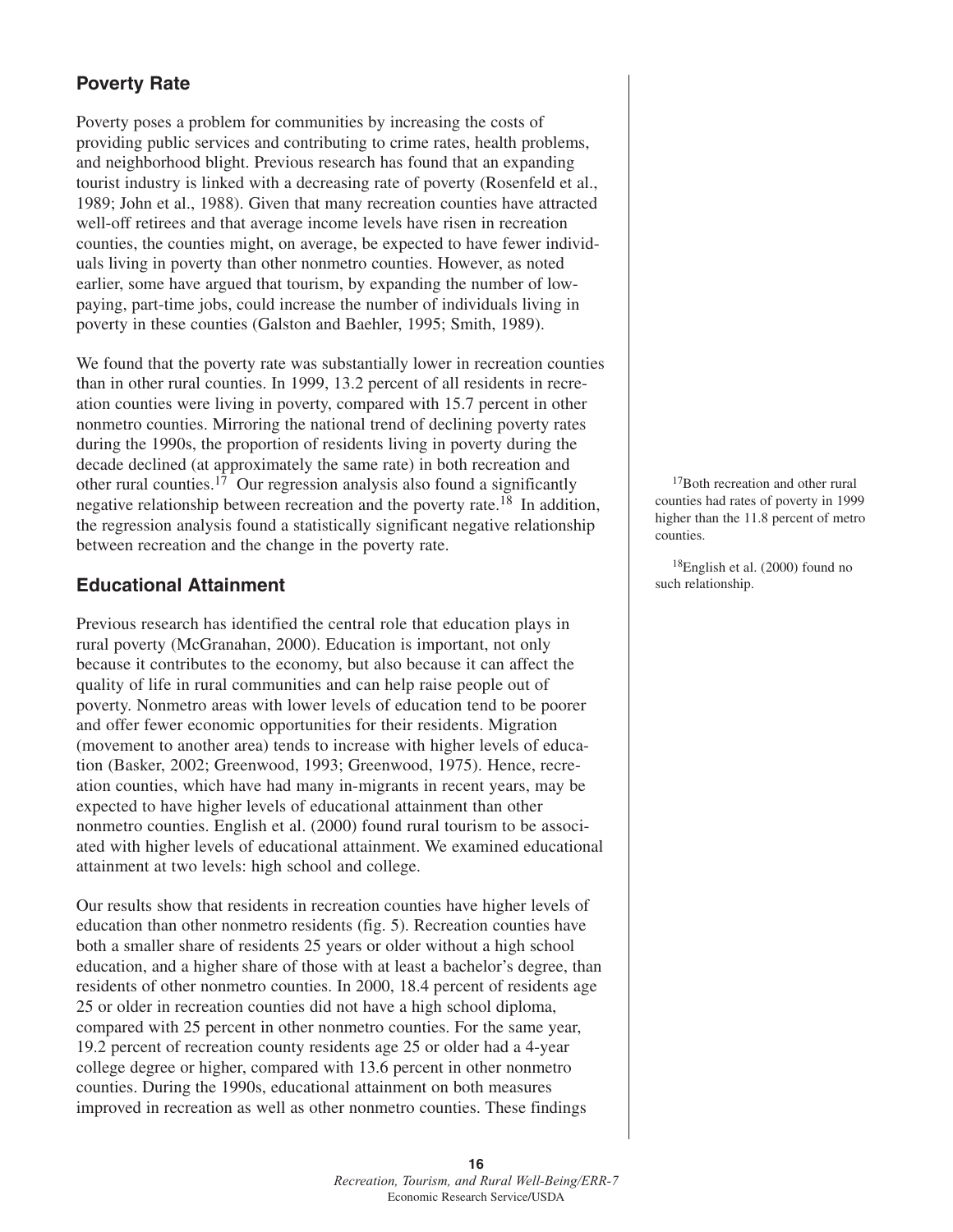## Poverty Rate

Poverty poses a problem for communities by increasing the costs of providing public services and contributing to crime rates, health problems, and neighborhood blight. Previous research has found that an expanding tourist industry is linked with a decreasing rate of poverty (Rosenfeld et al., 1989; John et al., 1988). Given that many recreation counties have attracted well-off retirees and that average income levels have risen in recreation counties, the counties might, on average, be expected to have fewer individuals living in poverty than other nonmetro counties. However, as noted earlier, some have argued that tourism, by expanding the number of low-paying, part-time jobs, could increase the number of individuals living in poverty in these counties (Galston and Baehler, 1995; Smith, 1989).

We found that the poverty rate was substantially lower in recreation counties than in other rural counties. In 1999, 13.2 percent of all residents in recreation counties were living in poverty, compared with 15.7 percent in other nonmetro counties. Mirroring the national trend of declining poverty rates during the 1990s, the proportion of residents living in poverty during the decade declined (at approximately the same rate) in both recreation and other rural counties.[17] Our regression analysis also found a significantly negative relationship between recreation and the poverty rate.[18] In addition, the regression analysis found a statistically significant negative relationship between recreation and the change in the poverty rate.

[17]Both recreation and other rural counties had rates of poverty in 1999 higher than the 11.8 percent of metro counties.

[18]English et al. (2000) found no such relationship.

## Educational Attainment

Previous research has identified the central role that education plays in rural poverty (McGranahan, 2000). Education is important, not only because it contributes to the economy, but also because it can affect the quality of life in rural communities and can help raise people out of poverty. Nonmetro areas with lower levels of education tend to be poorer and offer fewer economic opportunities for their residents. Migration (movement to another area) tends to increase with higher levels of education (Basker, 2002; Greenwood, 1993; Greenwood, 1975). Hence, recreation counties, which have had many in-migrants in recent years, may be expected to have higher levels of educational attainment than other nonmetro counties. English et al. (2000) found rural tourism to be associated with higher levels of educational attainment. We examined educational attainment at two levels: high school and college.

Our results show that residents in recreation counties have higher levels of education than other nonmetro residents (fig. 5). Recreation counties have both a smaller share of residents 25 years or older without a high school education, and a higher share of those with at least a bachelor's degree, than residents of other nonmetro counties. In 2000, 18.4 percent of residents age 25 or older in recreation counties did not have a high school diploma, compared with 25 percent in other nonmetro counties. For the same year, 19.2 percent of recreation county residents age 25 or older had a 4-year college degree or higher, compared with 13.6 percent in other nonmetro counties. During the 1990s, educational attainment on both measures improved in recreation as well as other nonmetro counties. These findings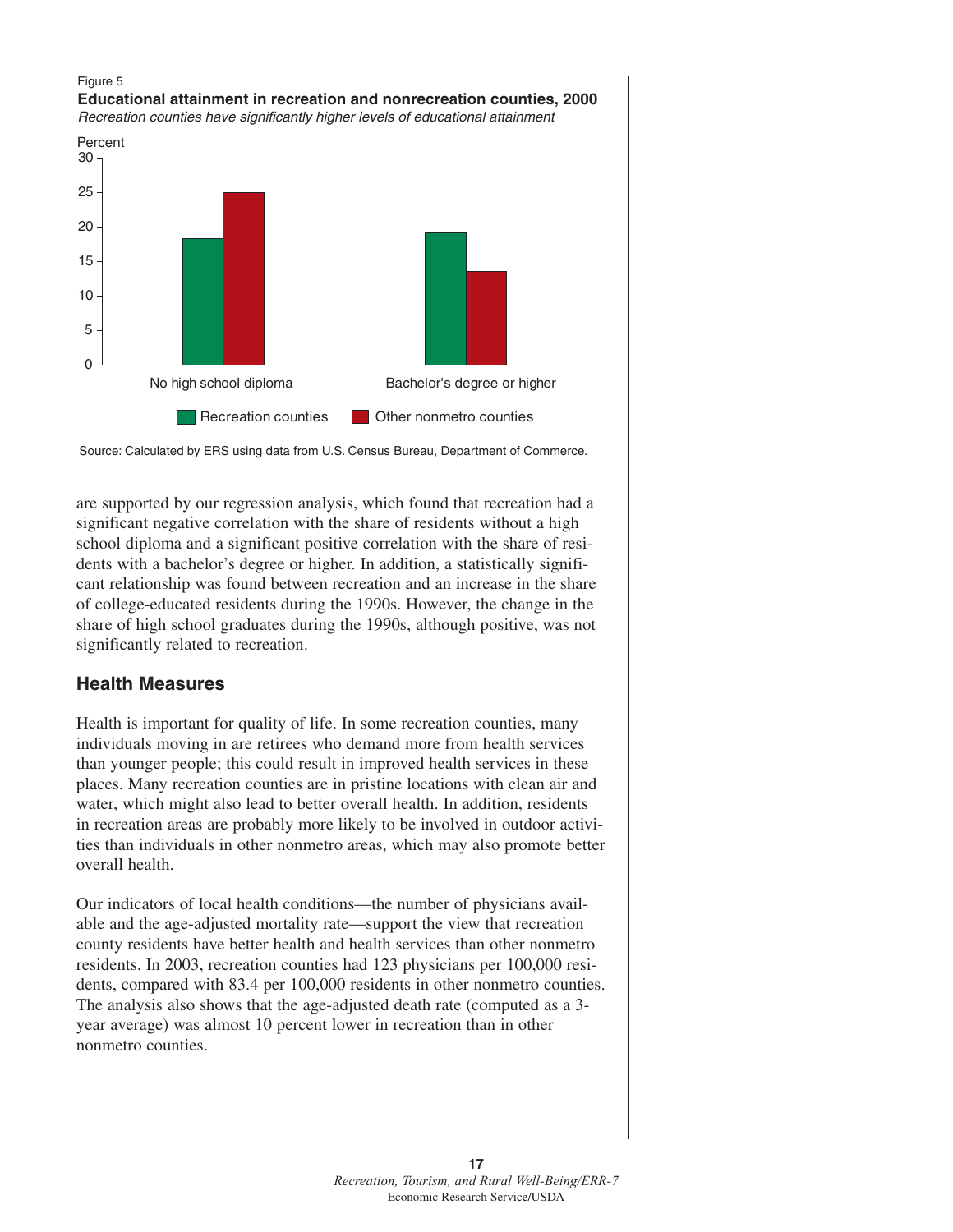Figure 5

**Educational attainment in recreation and nonrecreation counties, 2000**

*Recreation counties have significantly higher levels of educational attainment*

Source: Calculated by ERS using data from U.S. Census Bureau, Department of Commerce.

are supported by our regression analysis, which found that recreation had a significant negative correlation with the share of residents without a high school diploma and a significant positive correlation with the share of residents with a bachelor's degree or higher. In addition, a statistically significant relationship was found between recreation and an increase in the share of college-educated residents during the 1990s. However, the change in the share of high school graduates during the 1990s, although positive, was not significantly related to recreation.

## Health Measures

Health is important for quality of life. In some recreation counties, many individuals moving in are retirees who demand more from health services than younger people; this could result in improved health services in these places. Many recreation counties are in pristine locations with clean air and water, which might also lead to better overall health. In addition, residents in recreation areas are probably more likely to be involved in outdoor activities than individuals in other nonmetro areas, which may also promote better overall health.

Our indicators of local health conditions—the number of physicians available and the age-adjusted mortality rate—support the view that recreation county residents have better health and health services than other nonmetro residents. In 2003, recreation counties had 123 physicians per 100,000 residents, compared with 83.4 per 100,000 residents in other nonmetro counties. The analysis also shows that the age-adjusted death rate (computed as a 3-year average) was almost 10 percent lower in recreation than in other nonmetro counties.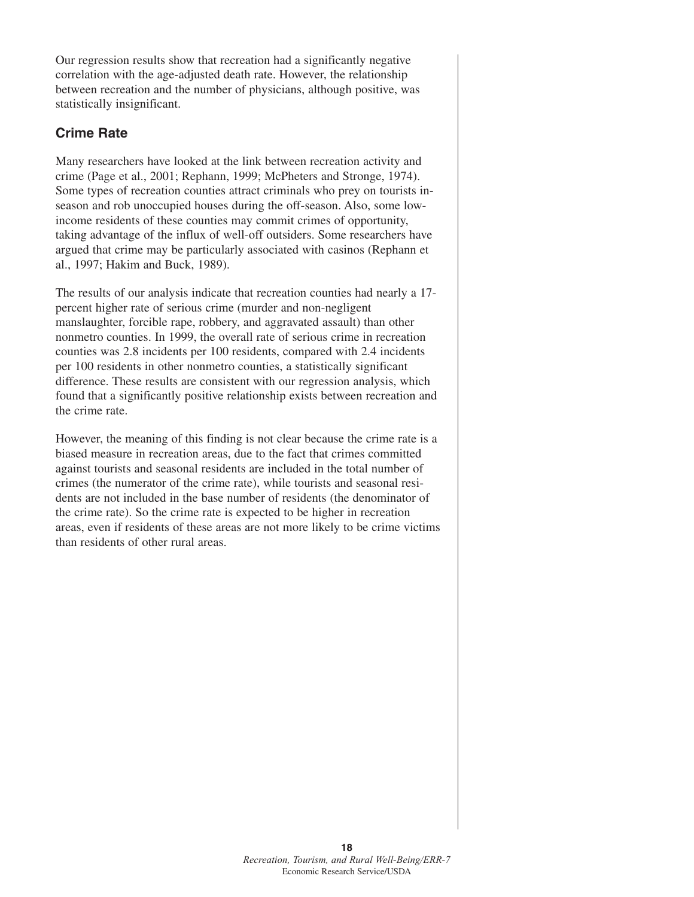Our regression results show that recreation had a significantly negative correlation with the age-adjusted death rate. However, the relationship between recreation and the number of physicians, although positive, was statistically insignificant.

## Crime Rate

Many researchers have looked at the link between recreation activity and crime (Page et al., 2001; Rephann, 1999; McPheters and Stronge, 1974). Some types of recreation counties attract criminals who prey on tourists in-season and rob unoccupied houses during the off-season. Also, some low-income residents of these counties may commit crimes of opportunity, taking advantage of the influx of well-off outsiders. Some researchers have argued that crime may be particularly associated with casinos (Rephann et al., 1997; Hakim and Buck, 1989).

The results of our analysis indicate that recreation counties had nearly a 17-percent higher rate of serious crime (murder and non-negligent manslaughter, forcible rape, robbery, and aggravated assault) than other nonmetro counties. In 1999, the overall rate of serious crime in recreation counties was 2.8 incidents per 100 residents, compared with 2.4 incidents per 100 residents in other nonmetro counties, a statistically significant difference. These results are consistent with our regression analysis, which found that a significantly positive relationship exists between recreation and the crime rate.

However, the meaning of this finding is not clear because the crime rate is a biased measure in recreation areas, due to the fact that crimes committed against tourists and seasonal residents are included in the total number of crimes (the numerator of the crime rate), while tourists and seasonal residents are not included in the base number of residents (the denominator of the crime rate). So the crime rate is expected to be higher in recreation areas, even if residents of these areas are not more likely to be crime victims than residents of other rural areas.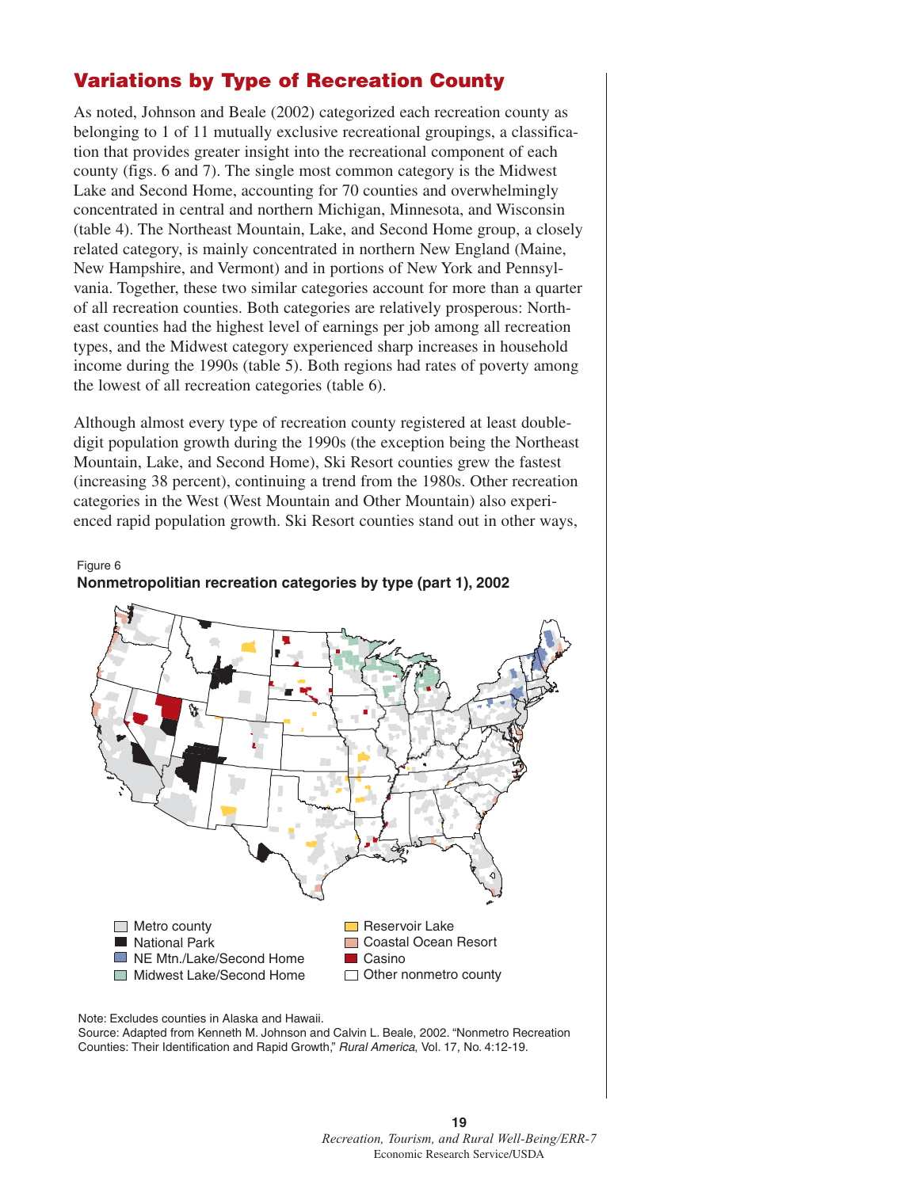## Variations by Type of Recreation County

As noted, Johnson and Beale (2002) categorized each recreation county as belonging to 1 of 11 mutually exclusive recreational groupings, a classification that provides greater insight into the recreational component of each county (figs. 6 and 7). The single most common category is the Midwest Lake and Second Home, accounting for 70 counties and overwhelmingly concentrated in central and northern Michigan, Minnesota, and Wisconsin (table 4). The Northeast Mountain, Lake, and Second Home group, a closely related category, is mainly concentrated in northern New England (Maine, New Hampshire, and Vermont) and in portions of New York and Pennsylvania. Together, these two similar categories account for more than a quarter of all recreation counties. Both categories are relatively prosperous: Northeast counties had the highest level of earnings per job among all recreation types, and the Midwest category experienced sharp increases in household income during the 1990s (table 5). Both regions had rates of poverty among the lowest of all recreation categories (table 6).

Although almost every type of recreation county registered at least double-digit population growth during the 1990s (the exception being the Northeast Mountain, Lake, and Second Home), Ski Resort counties grew the fastest (increasing 38 percent), continuing a trend from the 1980s. Other recreation categories in the West (West Mountain and Other Mountain) also experienced rapid population growth. Ski Resort counties stand out in other ways,

Figure 6
**Nonmetropolitian recreation categories by type (part 1), 2002**

Metro county
National Park
NE Mtn./Lake/Second Home
Midwest Lake/Second Home
Reservoir Lake
Coastal Ocean Resort
Casino
Other nonmetro county

Note: Excludes counties in Alaska and Hawaii.
Source: Adapted from Kenneth M. Johnson and Calvin L. Beale, 2002. "Nonmetro Recreation Counties: Their Identification and Rapid Growth," *Rural America*, Vol. 17, No. 4:12-19.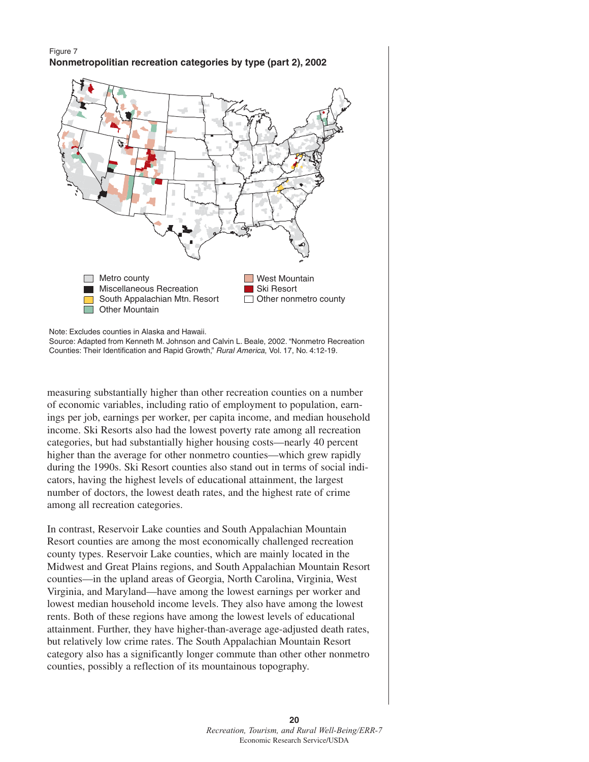Figure 7

**Nonmetropolitian recreation categories by type (part 2), 2002**

Metro county
Miscellaneous Recreation
South Appalachian Mtn. Resort
Other Mountain
West Mountain
Ski Resort
Other nonmetro county

Note: Excludes counties in Alaska and Hawaii.
Source: Adapted from Kenneth M. Johnson and Calvin L. Beale, 2002. "Nonmetro Recreation Counties: Their Identification and Rapid Growth," *Rural America*, Vol. 17, No. 4:12-19.

measuring substantially higher than other recreation counties on a number of economic variables, including ratio of employment to population, earnings per job, earnings per worker, per capita income, and median household income. Ski Resorts also had the lowest poverty rate among all recreation categories, but had substantially higher housing costs—nearly 40 percent higher than the average for other nonmetro counties—which grew rapidly during the 1990s. Ski Resort counties also stand out in terms of social indicators, having the highest levels of educational attainment, the largest number of doctors, the lowest death rates, and the highest rate of crime among all recreation categories.

In contrast, Reservoir Lake counties and South Appalachian Mountain Resort counties are among the most economically challenged recreation county types. Reservoir Lake counties, which are mainly located in the Midwest and Great Plains regions, and South Appalachian Mountain Resort counties—in the upland areas of Georgia, North Carolina, Virginia, West Virginia, and Maryland—have among the lowest earnings per worker and lowest median household income levels. They also have among the lowest rents. Both of these regions have among the lowest levels of educational attainment. Further, they have higher-than-average age-adjusted death rates, but relatively low crime rates. The South Appalachian Mountain Resort category also has a significantly longer commute than other other nonmetro counties, possibly a reflection of its mountainous topography.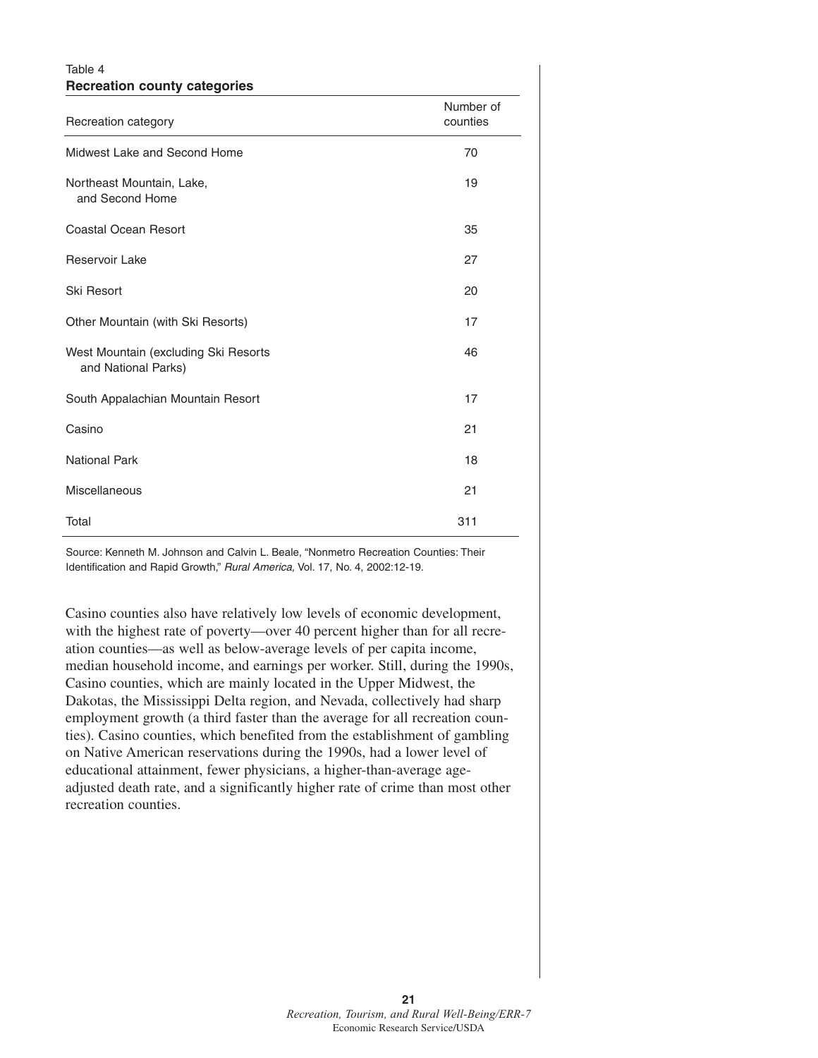Table 4
**Recreation county categories**

| Recreation category | Number of counties |
|---|---|
| Midwest Lake and Second Home | 70 |
| Northeast Mountain, Lake, and Second Home | 19 |
| Coastal Ocean Resort | 35 |
| Reservoir Lake | 27 |
| Ski Resort | 20 |
| Other Mountain (with Ski Resorts) | 17 |
| West Mountain (excluding Ski Resorts and National Parks) | 46 |
| South Appalachian Mountain Resort | 17 |
| Casino | 21 |
| National Park | 18 |
| Miscellaneous | 21 |
| Total | 311 |

Source: Kenneth M. Johnson and Calvin L. Beale, "Nonmetro Recreation Counties: Their Identification and Rapid Growth," *Rural America,* Vol. 17, No. 4, 2002:12-19.

Casino counties also have relatively low levels of economic development, with the highest rate of poverty—over 40 percent higher than for all recreation counties—as well as below-average levels of per capita income, median household income, and earnings per worker. Still, during the 1990s, Casino counties, which are mainly located in the Upper Midwest, the Dakotas, the Mississippi Delta region, and Nevada, collectively had sharp employment growth (a third faster than the average for all recreation counties). Casino counties, which benefited from the establishment of gambling on Native American reservations during the 1990s, had a lower level of educational attainment, fewer physicians, a higher-than-average age-adjusted death rate, and a significantly higher rate of crime than most other recreation counties.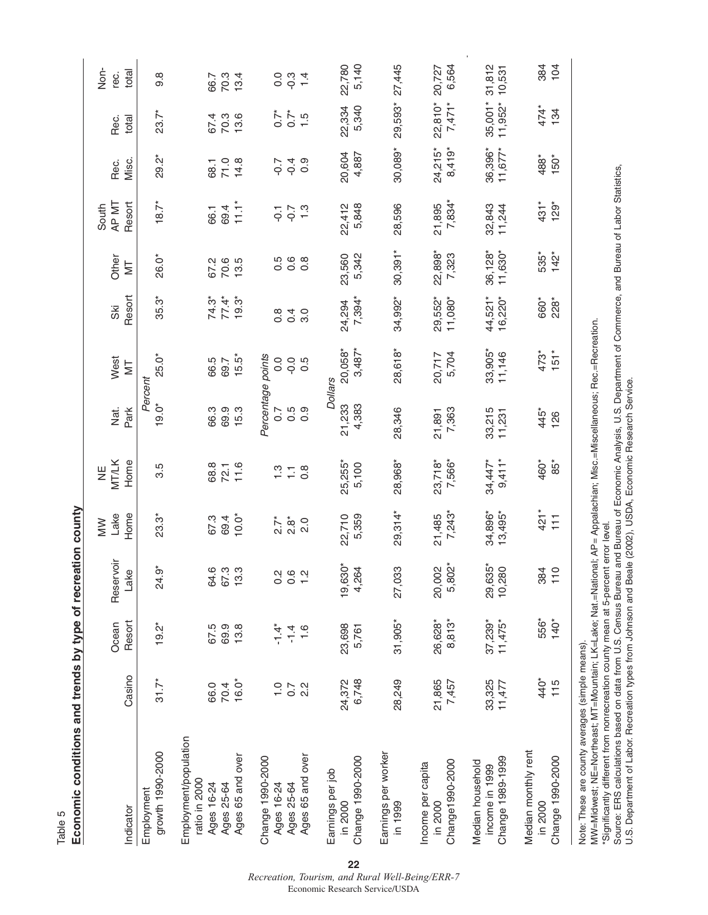Table 5

**Economic conditions and trends by type of recreation county**

| Indicator | Casino | Ocean Resort | Reservoir Lake | MW Lake Home | NE MT/LK Home | Nat. Park | West MT | Ski Resort | Other MT | South AP MT Resort | Rec. Misc. | Rec. total | Non-rec. total |
|---|---|---|---|---|---|---|---|---|---|---|---|---|---|
| | | | | | | *Percent* | | | | | | | |
| Employment growth 1990-2000 | 31.7* | 19.2* | 24.9* | 23.3* | 3.5 | 19.0* | 25.0* | 35.3* | 26.0* | 18.7* | 29.2* | 23.7* | 9.8 |
| Employment/population ratio in 2000 | | | | | | | | | | | | | |
| Ages 16-24 | 66.0 | 67.5 | 64.6 | 67.3 | 68.8 | 66.3 | 66.5 | 74.3* | 67.2 | 66.1 | 68.1 | 67.4 | 66.7 |
| Ages 25-64 | 70.4 | 69.9 | 67.3 | 69.4 | 72.1 | 69.9 | 69.7 | 77.4* | 70.6 | 69.4 | 71.0 | 70.3 | 70.3 |
| Ages 65 and over | 16.0* | 13.8 | 13.3 | 10.0* | 11.6 | 15.3 | 15.5* | 19.3* | 13.5 | 11.1* | 14.8 | 13.6 | 13.4 |
| | | | | | | *Percentage points* | | | | | | | |
| Change 1990-2000 | | | | | | | | | | | | | |
| Ages 16-24 | 1.0 | -1.4* | 0.2 | 2.7* | 1.3 | 0.7 | 0.0 | 0.8 | 0.5 | -0.1 | -0.7 | 0.7* | 0.0 |
| Ages 25-64 | 0.7 | -1.4 | 0.6 | 2.8* | 1.1 | 0.5 | -0.0 | 0.4 | 0.6 | -0.7 | -0.4 | 0.7* | -0.3 |
| Ages 65 and over | 2.2 | 1.6 | 1.2 | 2.0 | 0.8 | 0.9 | 0.5 | 3.0 | 0.8 | 1.3 | 0.9 | 1.5 | 1.4 |
| | | | | | | *Dollars* | | | | | | | |
| Earnings per job in 2000 | 24,372 | 23,698 | 19,630* | 22,710 | 25,255* | 21,233 | 20,058* | 24,294 | 23,560 | 22,412 | 20,604 | 22,334 | 22,780 |
| Change 1990-2000 | 6,748 | 5,761 | 4,264 | 5,359 | 5,100 | 4,383 | 3,487* | 7,394* | 5,342 | 5,848 | 4,887 | 5,340 | 5,140 |
| Earnings per worker in 1999 | 28,249 | 31,905* | 27,033 | 29,314* | 28,968* | 28,346 | 28,618* | 34,992* | 30,391* | 28,596 | 30,089* | 29,593* | 27,445 |
| Income per capita in 2000 | 21,865 | 26,628* | 20,002 | 21,485 | 23,718* | 21,891 | 20,717 | 29,552* | 22,898* | 21,895 | 24,215* | 22,810* | 20,727 |
| Change1990-2000 | 7,457 | 8,813* | 5,802* | 7,243* | 7,566* | 7,363 | 5,704 | 11,080* | 7,323 | 7,834* | 8,419* | 7,471* | 6,564 |
| Median household income in 1999 | 33,325 | 37,239* | 29,635* | 34,896* | 34,447* | 33,215 | 33,905* | 44,521* | 36,128* | 32,843 | 36,396* | 35,001* | 31,812 |
| Change 1989-1999 | 11,477 | 11,475* | 10,280 | 13,495* | 9,411* | 11,231 | 11,146 | 16,220* | 11,630* | 11,244 | 11,677* | 11,952* | 10,531 |
| Median monthly rent in 2000 | 440* | 556* | 384 | 421* | 460* | 445* | 473* | 660* | 535* | 431* | 488* | 474* | 384 |
| Change 1990-2000 | 115 | 140* | 110 | 111 | 85* | 126 | 151* | 228* | 142* | 129* | 150* | 134 | 104 |

Note: These are county averages (simple means).

MW=Midwest; NE=Northeast; MT=Mountain; LK=Lake; Nat.=National; AP= Appalachian; Misc.=Miscellaneous; Rec.=Recreation.

*Significantly different from nonrecreation county mean at 5-percent error level.

Source: ERS calculations based on data from U.S. Census Bureau and Bureau of Economic Analysis, U.S. Department of Commerce, and Bureau of Labor Statistics, U.S. Department of Labor. Recreation types from Johnson and Beale (2002), USDA, Economic Research Service.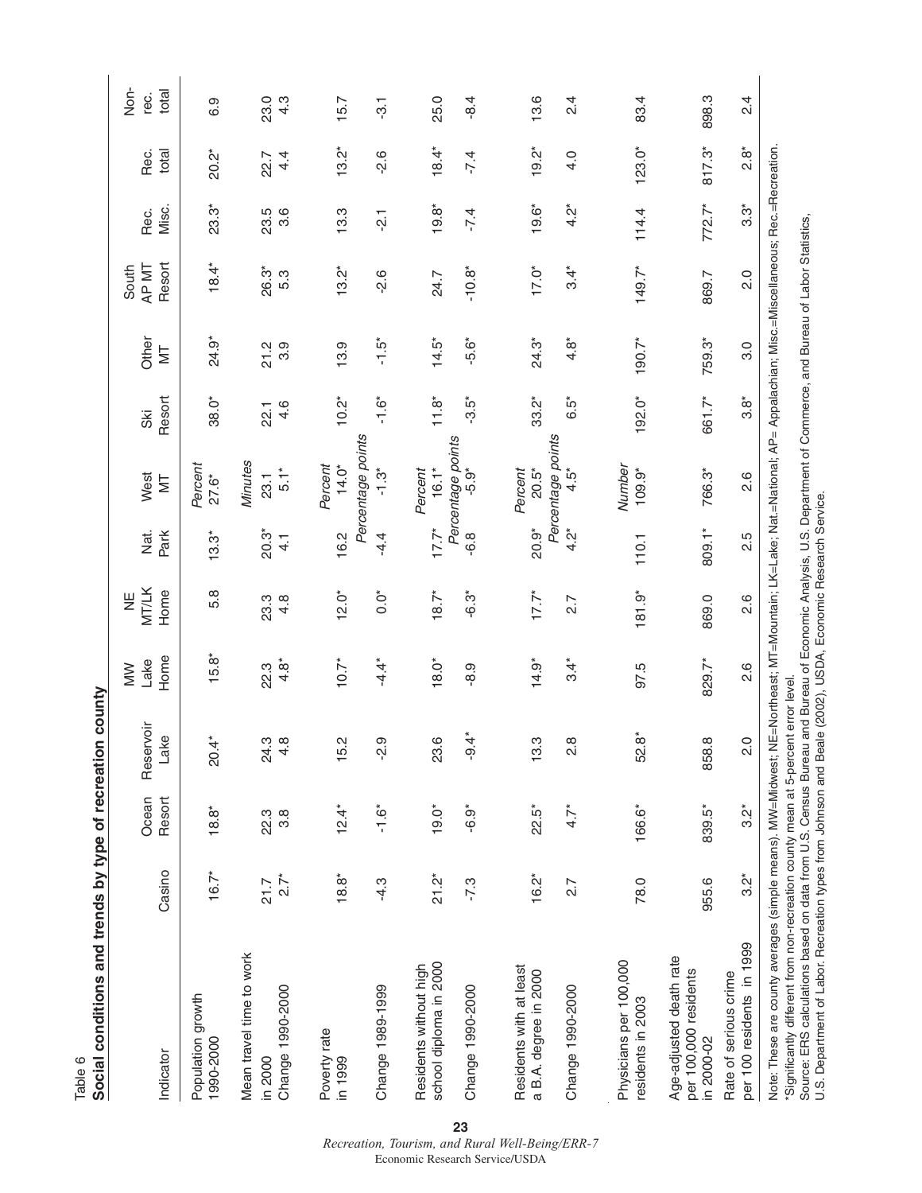Table 6

**Social conditions and trends by type of recreation county**

| Indicator | Casino | Ocean Resort | Reservoir Lake | MW Lake Home | NE MT/LK Home | Nat. Park | West MT | Ski Resort | Other MT | South AP MT Resort | Rec. Misc. | Rec. total | Non-rec. total |
|---|---|---|---|---|---|---|---|---|---|---|---|---|---|
| | | | | | | | *Percent* | | | | | | |
| Population growth 1990-2000 | 16.7* | 18.8* | 20.4* | 15.8* | 5.8 | 13.3* | 27.6* | 38.0* | 24.9* | 18.4* | 23.3* | 20.2* | 6.9 |
| | | | | | | | *Minutes* | | | | | | |
| Mean travel time to work in 2000 | 21.7 | 22.3 | 24.3 | 22.3 | 23.3 | 20.3* | 23.1 | 22.1 | 21.2 | 26.3* | 23.5 | 22.7 | 23.0 |
| Change 1990-2000 | 2.7* | 3.8 | 4.8 | 4.8* | 4.8 | 4.1 | 5.1* | 4.6 | 3.9 | 5.3 | 3.6 | 4.4 | 4.3 |
| | | | | | | | *Percent* | | | | | | |
| Poverty rate in 1999 | 18.8* | 12.4* | 15.2 | 10.7* | 12.0* | 16.2 | 14.0* | 10.2* | 13.9 | 13.2* | 13.3 | 13.2* | 15.7 |
| | | | | | | | *Percentage points* | | | | | | |
| Change 1989-1999 | -4.3 | -1.6* | -2.9 | -4.4* | 0.0* | -4.4 | -1.3* | -1.6* | -1.5* | -2.6 | -2.1 | -2.6 | -3.1 |
| | | | | | | | *Percent* | | | | | | |
| Residents without high school diploma in 2000 | 21.2* | 19.0* | 23.6 | 18.0* | 18.7* | 17.7* | 16.1* | 11.8* | 14.5* | 24.7 | 19.8* | 18.4* | 25.0 |
| | | | | | | | *Percentage points* | | | | | | |
| Change 1990-2000 | -7.3 | -6.9* | -9.4* | -8.9 | -6.3* | -6.8 | -5.9* | -3.5* | -5.6* | -10.8* | -7.4 | -7.4 | -8.4 |
| | | | | | | | *Percent* | | | | | | |
| Residents with at least a B.A. degree in 2000 | 16.2* | 22.5* | 13.3 | 14.9* | 17.7* | 20.9* | 20.5* | 33.2* | 24.3* | 17.0* | 19.6* | 19.2* | 13.6 |
| | | | | | | | *Percentage points* | | | | | | |
| Change 1990-2000 | 2.7 | 4.7* | 2.8 | 3.4* | 2.7 | 4.2* | 4.5* | 6.5* | 4.8* | 3.4* | 4.2* | 4.0 | 2.4 |
| | | | | | | | *Number* | | | | | | |
| Physicians per 100,000 residents in 2003 | 78.0 | 166.6* | 52.8* | 97.5 | 181.9* | 110.1 | 109.9* | 192.0* | 190.7* | 149.7* | 114.4 | 123.0* | 83.4 |
| Age-adjusted death rate per 100,000 residents in 2000-02 | 955.6 | 839.5* | 858.8 | 829.7* | 869.0 | 809.1* | 766.3* | 661.7* | 759.3* | 869.7 | 772.7* | 817.3* | 898.3 |
| Rate of serious crime per 100 residents in 1999 | 3.2* | 3.2* | 2.0 | 2.6 | 2.6 | 2.5 | 2.6 | 3.8* | 3.0 | 2.0 | 3.3* | 2.8* | 2.4 |

Note: These are county averages (simple means). MW=Midwest; NE=Northeast; MT=Mountain; LK=Lake; Nat.=National; AP= Appalachian; Misc.=Miscellaneous; Rec.=Recreation.

*Significantly different from non-recreation county mean at 5-percent error level.

Source: ERS calculations based on data from U.S. Census Bureau and Bureau of Economic Analysis, U.S. Department of Commerce, and Bureau of Labor Statistics, U.S. Department of Labor. Recreation types from Johnson and Beale (2002), USDA, Economic Research Service.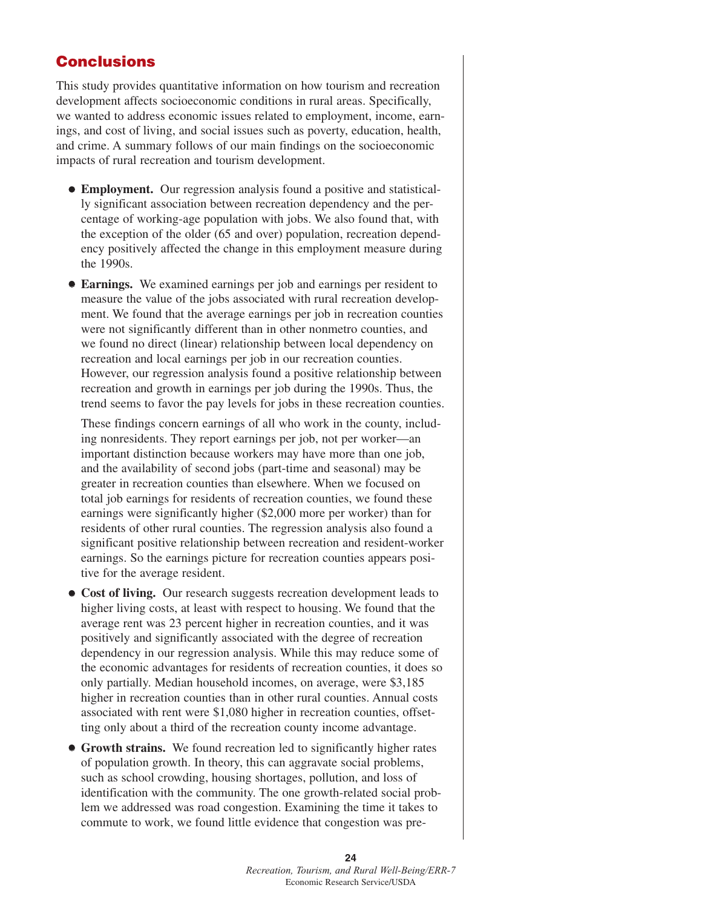## Conclusions

This study provides quantitative information on how tourism and recreation development affects socioeconomic conditions in rural areas. Specifically, we wanted to address economic issues related to employment, income, earnings, and cost of living, and social issues such as poverty, education, health, and crime. A summary follows of our main findings on the socioeconomic impacts of rural recreation and tourism development.

- **Employment.** Our regression analysis found a positive and statistically significant association between recreation dependency and the percentage of working-age population with jobs. We also found that, with the exception of the older (65 and over) population, recreation dependency positively affected the change in this employment measure during the 1990s.

- **Earnings.** We examined earnings per job and earnings per resident to measure the value of the jobs associated with rural recreation development. We found that the average earnings per job in recreation counties were not significantly different than in other nonmetro counties, and we found no direct (linear) relationship between local dependency on recreation and local earnings per job in our recreation counties. However, our regression analysis found a positive relationship between recreation and growth in earnings per job during the 1990s. Thus, the trend seems to favor the pay levels for jobs in these recreation counties.

  These findings concern earnings of all who work in the county, including nonresidents. They report earnings per job, not per worker—an important distinction because workers may have more than one job, and the availability of second jobs (part-time and seasonal) may be greater in recreation counties than elsewhere. When we focused on total job earnings for residents of recreation counties, we found these earnings were significantly higher ($2,000 more per worker) than for residents of other rural counties. The regression analysis also found a significant positive relationship between recreation and resident-worker earnings. So the earnings picture for recreation counties appears positive for the average resident.

- **Cost of living.** Our research suggests recreation development leads to higher living costs, at least with respect to housing. We found that the average rent was 23 percent higher in recreation counties, and it was positively and significantly associated with the degree of recreation dependency in our regression analysis. While this may reduce some of the economic advantages for residents of recreation counties, it does so only partially. Median household incomes, on average, were $3,185 higher in recreation counties than in other rural counties. Annual costs associated with rent were $1,080 higher in recreation counties, offsetting only about a third of the recreation county income advantage.

- **Growth strains.** We found recreation led to significantly higher rates of population growth. In theory, this can aggravate social problems, such as school crowding, housing shortages, pollution, and loss of identification with the community. The one growth-related social problem we addressed was road congestion. Examining the time it takes to commute to work, we found little evidence that congestion was pre-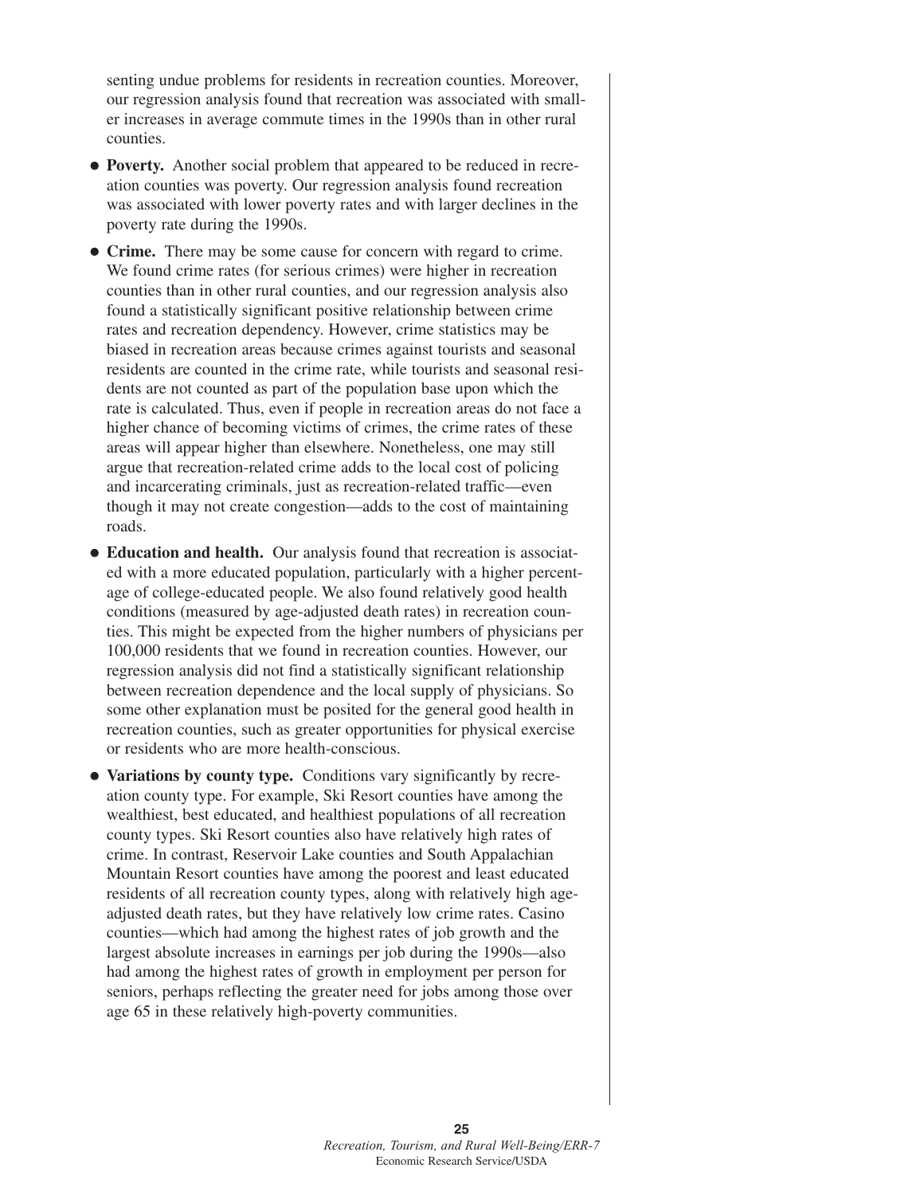senting undue problems for residents in recreation counties. Moreover, our regression analysis found that recreation was associated with smaller increases in average commute times in the 1990s than in other rural counties.

- **Poverty.** Another social problem that appeared to be reduced in recreation counties was poverty. Our regression analysis found recreation was associated with lower poverty rates and with larger declines in the poverty rate during the 1990s.
- **Crime.** There may be some cause for concern with regard to crime. We found crime rates (for serious crimes) were higher in recreation counties than in other rural counties, and our regression analysis also found a statistically significant positive relationship between crime rates and recreation dependency. However, crime statistics may be biased in recreation areas because crimes against tourists and seasonal residents are counted in the crime rate, while tourists and seasonal residents are not counted as part of the population base upon which the rate is calculated. Thus, even if people in recreation areas do not face a higher chance of becoming victims of crimes, the crime rates of these areas will appear higher than elsewhere. Nonetheless, one may still argue that recreation-related crime adds to the local cost of policing and incarcerating criminals, just as recreation-related traffic—even though it may not create congestion—adds to the cost of maintaining roads.
- **Education and health.** Our analysis found that recreation is associated with a more educated population, particularly with a higher percentage of college-educated people. We also found relatively good health conditions (measured by age-adjusted death rates) in recreation counties. This might be expected from the higher numbers of physicians per 100,000 residents that we found in recreation counties. However, our regression analysis did not find a statistically significant relationship between recreation dependence and the local supply of physicians. So some other explanation must be posited for the general good health in recreation counties, such as greater opportunities for physical exercise or residents who are more health-conscious.
- **Variations by county type.** Conditions vary significantly by recreation county type. For example, Ski Resort counties have among the wealthiest, best educated, and healthiest populations of all recreation county types. Ski Resort counties also have relatively high rates of crime. In contrast, Reservoir Lake counties and South Appalachian Mountain Resort counties have among the poorest and least educated residents of all recreation county types, along with relatively high age-adjusted death rates, but they have relatively low crime rates. Casino counties—which had among the highest rates of job growth and the largest absolute increases in earnings per job during the 1990s—also had among the highest rates of growth in employment per person for seniors, perhaps reflecting the greater need for jobs among those over age 65 in these relatively high-poverty communities.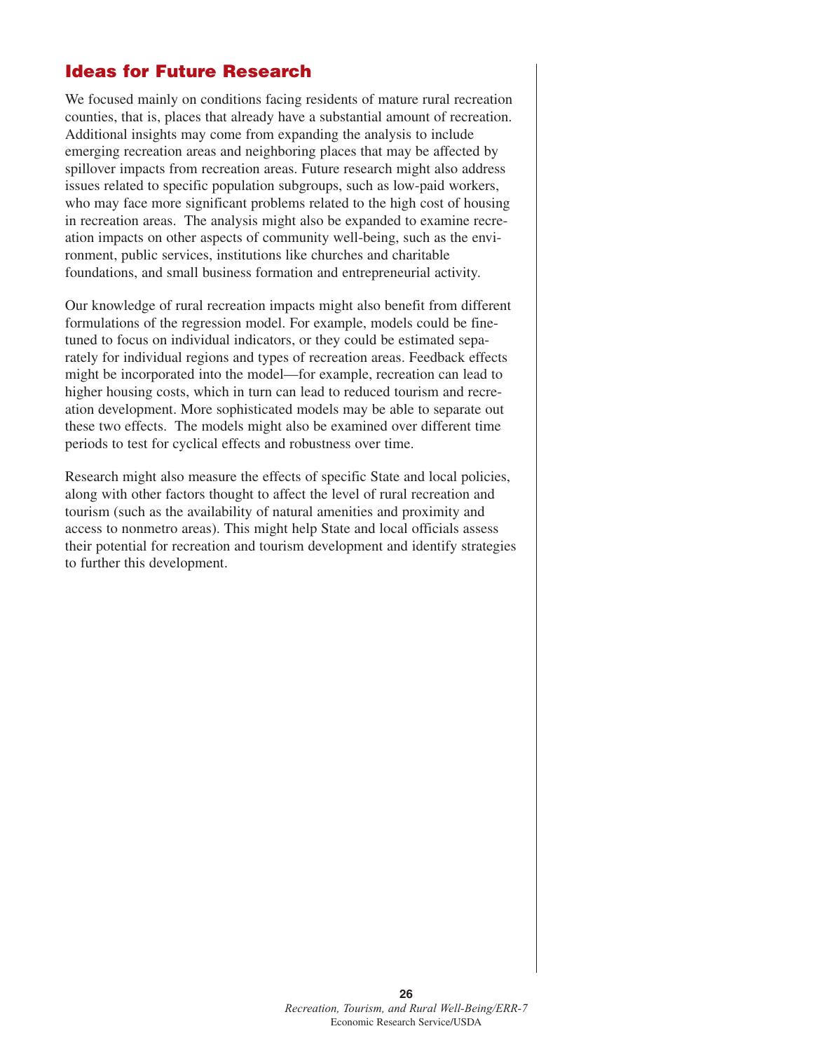## Ideas for Future Research

We focused mainly on conditions facing residents of mature rural recreation counties, that is, places that already have a substantial amount of recreation. Additional insights may come from expanding the analysis to include emerging recreation areas and neighboring places that may be affected by spillover impacts from recreation areas. Future research might also address issues related to specific population subgroups, such as low-paid workers, who may face more significant problems related to the high cost of housing in recreation areas. The analysis might also be expanded to examine recreation impacts on other aspects of community well-being, such as the environment, public services, institutions like churches and charitable foundations, and small business formation and entrepreneurial activity.

Our knowledge of rural recreation impacts might also benefit from different formulations of the regression model. For example, models could be fine-tuned to focus on individual indicators, or they could be estimated separately for individual regions and types of recreation areas. Feedback effects might be incorporated into the model—for example, recreation can lead to higher housing costs, which in turn can lead to reduced tourism and recreation development. More sophisticated models may be able to separate out these two effects. The models might also be examined over different time periods to test for cyclical effects and robustness over time.

Research might also measure the effects of specific State and local policies, along with other factors thought to affect the level of rural recreation and tourism (such as the availability of natural amenities and proximity and access to nonmetro areas). This might help State and local officials assess their potential for recreation and tourism development and identify strategies to further this development.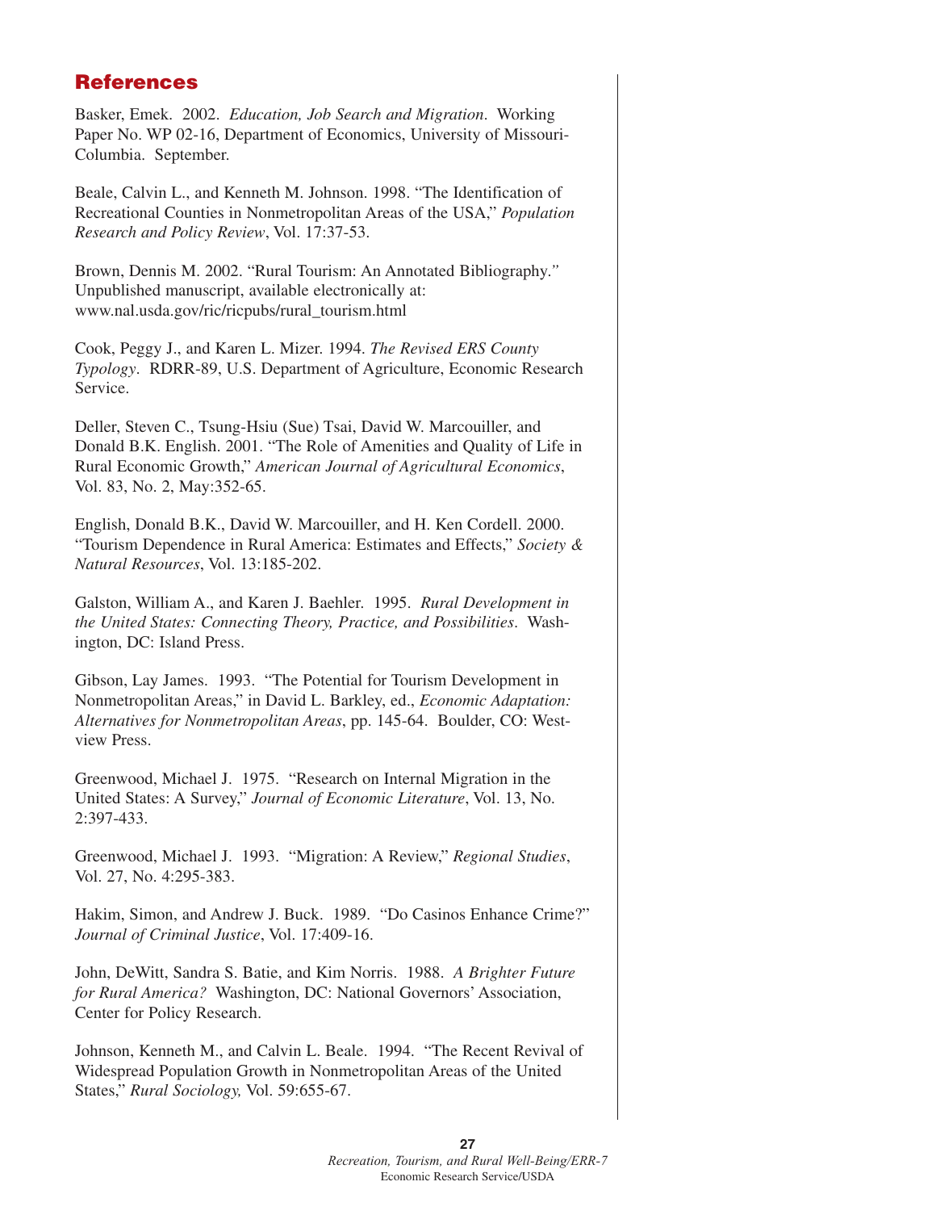## References

Basker, Emek. 2002. *Education, Job Search and Migration*. Working Paper No. WP 02-16, Department of Economics, University of Missouri-Columbia. September.

Beale, Calvin L., and Kenneth M. Johnson. 1998. "The Identification of Recreational Counties in Nonmetropolitan Areas of the USA," *Population Research and Policy Review*, Vol. 17:37-53.

Brown, Dennis M. 2002. "Rural Tourism: An Annotated Bibliography." Unpublished manuscript, available electronically at: www.nal.usda.gov/ric/ricpubs/rural_tourism.html

Cook, Peggy J., and Karen L. Mizer. 1994. *The Revised ERS County Typology*. RDRR-89, U.S. Department of Agriculture, Economic Research Service.

Deller, Steven C., Tsung-Hsiu (Sue) Tsai, David W. Marcouiller, and Donald B.K. English. 2001. "The Role of Amenities and Quality of Life in Rural Economic Growth," *American Journal of Agricultural Economics*, Vol. 83, No. 2, May:352-65.

English, Donald B.K., David W. Marcouiller, and H. Ken Cordell. 2000. "Tourism Dependence in Rural America: Estimates and Effects," *Society & Natural Resources*, Vol. 13:185-202.

Galston, William A., and Karen J. Baehler. 1995. *Rural Development in the United States: Connecting Theory, Practice, and Possibilities*. Washington, DC: Island Press.

Gibson, Lay James. 1993. "The Potential for Tourism Development in Nonmetropolitan Areas," in David L. Barkley, ed., *Economic Adaptation: Alternatives for Nonmetropolitan Areas*, pp. 145-64. Boulder, CO: Westview Press.

Greenwood, Michael J. 1975. "Research on Internal Migration in the United States: A Survey," *Journal of Economic Literature*, Vol. 13, No. 2:397-433.

Greenwood, Michael J. 1993. "Migration: A Review," *Regional Studies*, Vol. 27, No. 4:295-383.

Hakim, Simon, and Andrew J. Buck. 1989. "Do Casinos Enhance Crime?" *Journal of Criminal Justice*, Vol. 17:409-16.

John, DeWitt, Sandra S. Batie, and Kim Norris. 1988. *A Brighter Future for Rural America?* Washington, DC: National Governors' Association, Center for Policy Research.

Johnson, Kenneth M., and Calvin L. Beale. 1994. "The Recent Revival of Widespread Population Growth in Nonmetropolitan Areas of the United States," *Rural Sociology,* Vol. 59:655-67.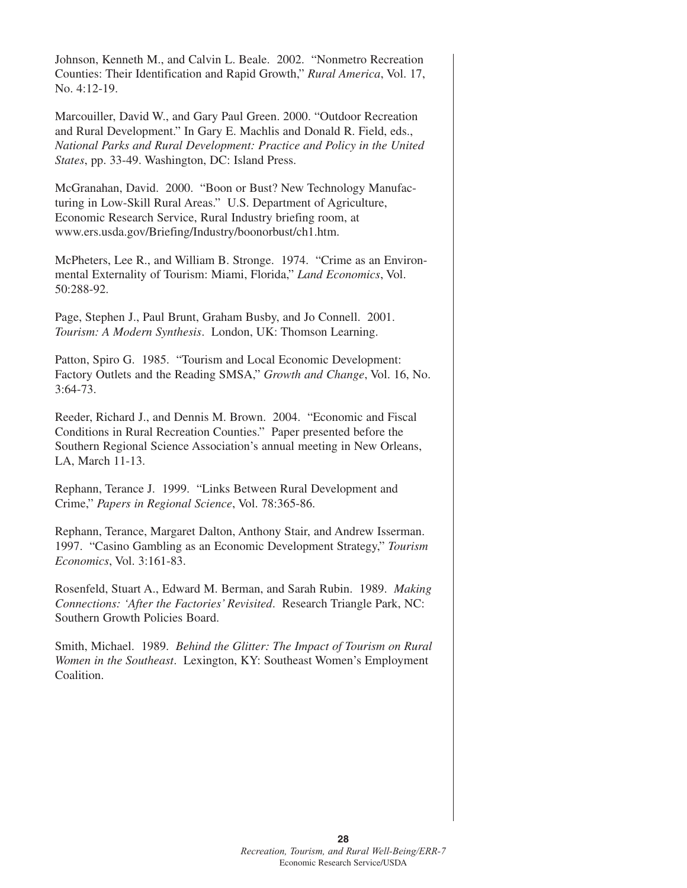Johnson, Kenneth M., and Calvin L. Beale. 2002. "Nonmetro Recreation Counties: Their Identification and Rapid Growth," *Rural America*, Vol. 17, No. 4:12-19.

Marcouiller, David W., and Gary Paul Green. 2000. "Outdoor Recreation and Rural Development." In Gary E. Machlis and Donald R. Field, eds., *National Parks and Rural Development: Practice and Policy in the United States*, pp. 33-49. Washington, DC: Island Press.

McGranahan, David. 2000. "Boon or Bust? New Technology Manufacturing in Low-Skill Rural Areas." U.S. Department of Agriculture, Economic Research Service, Rural Industry briefing room, at www.ers.usda.gov/Briefing/Industry/boonorbust/ch1.htm.

McPheters, Lee R., and William B. Stronge. 1974. "Crime as an Environmental Externality of Tourism: Miami, Florida," *Land Economics*, Vol. 50:288-92.

Page, Stephen J., Paul Brunt, Graham Busby, and Jo Connell. 2001. *Tourism: A Modern Synthesis*. London, UK: Thomson Learning.

Patton, Spiro G. 1985. "Tourism and Local Economic Development: Factory Outlets and the Reading SMSA," *Growth and Change*, Vol. 16, No. 3:64-73.

Reeder, Richard J., and Dennis M. Brown. 2004. "Economic and Fiscal Conditions in Rural Recreation Counties." Paper presented before the Southern Regional Science Association's annual meeting in New Orleans, LA, March 11-13.

Rephann, Terance J. 1999. "Links Between Rural Development and Crime," *Papers in Regional Science*, Vol. 78:365-86.

Rephann, Terance, Margaret Dalton, Anthony Stair, and Andrew Isserman. 1997. "Casino Gambling as an Economic Development Strategy," *Tourism Economics*, Vol. 3:161-83.

Rosenfeld, Stuart A., Edward M. Berman, and Sarah Rubin. 1989. *Making Connections: 'After the Factories' Revisited*. Research Triangle Park, NC: Southern Growth Policies Board.

Smith, Michael. 1989. *Behind the Glitter: The Impact of Tourism on Rural Women in the Southeast*. Lexington, KY: Southeast Women's Employment Coalition.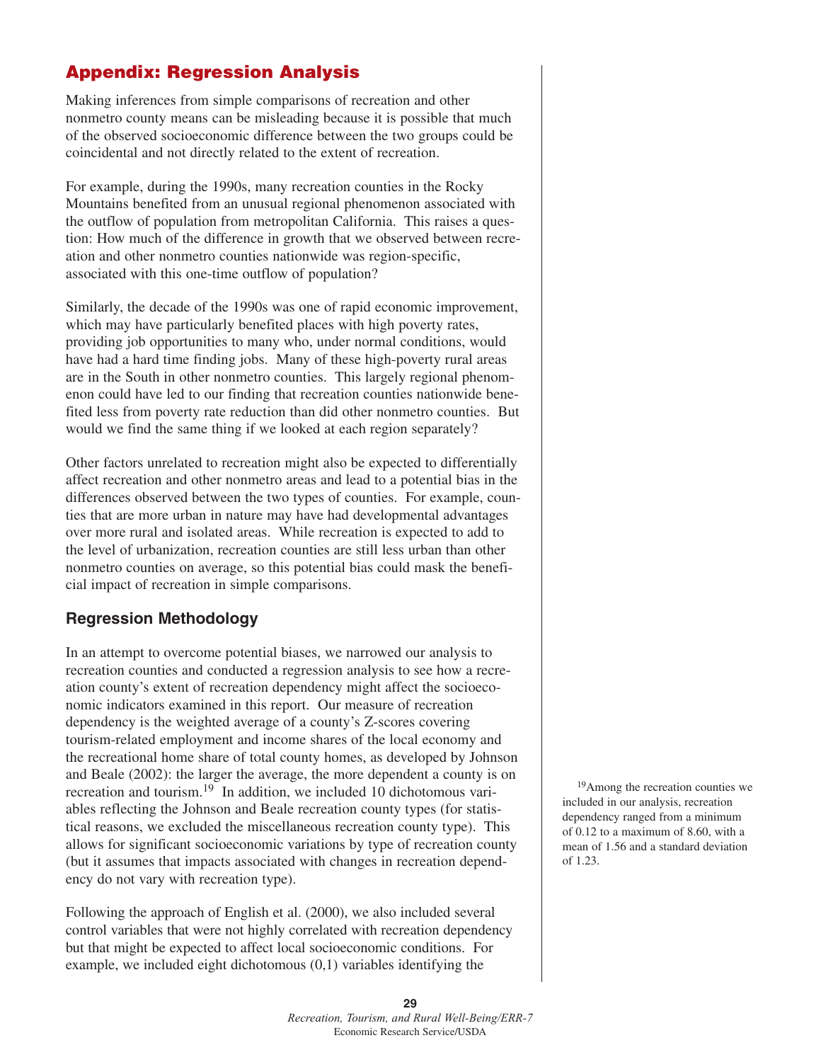## Appendix: Regression Analysis

Making inferences from simple comparisons of recreation and other nonmetro county means can be misleading because it is possible that much of the observed socioeconomic difference between the two groups could be coincidental and not directly related to the extent of recreation.

For example, during the 1990s, many recreation counties in the Rocky Mountains benefited from an unusual regional phenomenon associated with the outflow of population from metropolitan California. This raises a question: How much of the difference in growth that we observed between recreation and other nonmetro counties nationwide was region-specific, associated with this one-time outflow of population?

Similarly, the decade of the 1990s was one of rapid economic improvement, which may have particularly benefited places with high poverty rates, providing job opportunities to many who, under normal conditions, would have had a hard time finding jobs. Many of these high-poverty rural areas are in the South in other nonmetro counties. This largely regional phenomenon could have led to our finding that recreation counties nationwide benefited less from poverty rate reduction than did other nonmetro counties. But would we find the same thing if we looked at each region separately?

Other factors unrelated to recreation might also be expected to differentially affect recreation and other nonmetro areas and lead to a potential bias in the differences observed between the two types of counties. For example, counties that are more urban in nature may have had developmental advantages over more rural and isolated areas. While recreation is expected to add to the level of urbanization, recreation counties are still less urban than other nonmetro counties on average, so this potential bias could mask the beneficial impact of recreation in simple comparisons.

### Regression Methodology

In an attempt to overcome potential biases, we narrowed our analysis to recreation counties and conducted a regression analysis to see how a recreation county's extent of recreation dependency might affect the socioeconomic indicators examined in this report. Our measure of recreation dependency is the weighted average of a county's Z-scores covering tourism-related employment and income shares of the local economy and the recreational home share of total county homes, as developed by Johnson and Beale (2002): the larger the average, the more dependent a county is on recreation and tourism.[19] In addition, we included 10 dichotomous variables reflecting the Johnson and Beale recreation county types (for statistical reasons, we excluded the miscellaneous recreation county type). This allows for significant socioeconomic variations by type of recreation county (but it assumes that impacts associated with changes in recreation dependency do not vary with recreation type).

Following the approach of English et al. (2000), we also included several control variables that were not highly correlated with recreation dependency but that might be expected to affect local socioeconomic conditions. For example, we included eight dichotomous (0,1) variables identifying the

[19]Among the recreation counties we included in our analysis, recreation dependency ranged from a minimum of 0.12 to a maximum of 8.60, with a mean of 1.56 and a standard deviation of 1.23.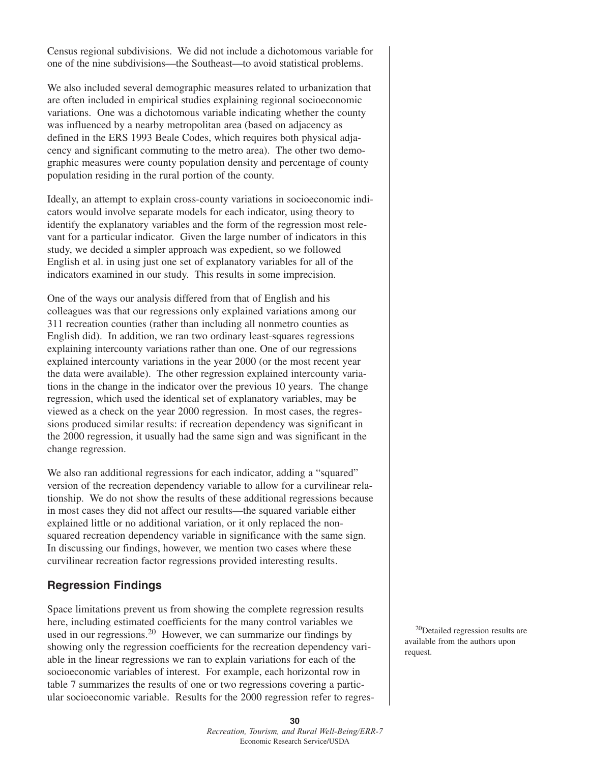Census regional subdivisions. We did not include a dichotomous variable for one of the nine subdivisions—the Southeast—to avoid statistical problems.

We also included several demographic measures related to urbanization that are often included in empirical studies explaining regional socioeconomic variations. One was a dichotomous variable indicating whether the county was influenced by a nearby metropolitan area (based on adjacency as defined in the ERS 1993 Beale Codes, which requires both physical adjacency and significant commuting to the metro area). The other two demographic measures were county population density and percentage of county population residing in the rural portion of the county.

Ideally, an attempt to explain cross-county variations in socioeconomic indicators would involve separate models for each indicator, using theory to identify the explanatory variables and the form of the regression most relevant for a particular indicator. Given the large number of indicators in this study, we decided a simpler approach was expedient, so we followed English et al. in using just one set of explanatory variables for all of the indicators examined in our study. This results in some imprecision.

One of the ways our analysis differed from that of English and his colleagues was that our regressions only explained variations among our 311 recreation counties (rather than including all nonmetro counties as English did). In addition, we ran two ordinary least-squares regressions explaining intercounty variations rather than one. One of our regressions explained intercounty variations in the year 2000 (or the most recent year the data were available). The other regression explained intercounty variations in the change in the indicator over the previous 10 years. The change regression, which used the identical set of explanatory variables, may be viewed as a check on the year 2000 regression. In most cases, the regressions produced similar results: if recreation dependency was significant in the 2000 regression, it usually had the same sign and was significant in the change regression.

We also ran additional regressions for each indicator, adding a "squared" version of the recreation dependency variable to allow for a curvilinear relationship. We do not show the results of these additional regressions because in most cases they did not affect our results—the squared variable either explained little or no additional variation, or it only replaced the nonsquared recreation dependency variable in significance with the same sign. In discussing our findings, however, we mention two cases where these curvilinear recreation factor regressions provided interesting results.

## Regression Findings

Space limitations prevent us from showing the complete regression results here, including estimated coefficients for the many control variables we used in our regressions.[20] However, we can summarize our findings by showing only the regression coefficients for the recreation dependency variable in the linear regressions we ran to explain variations for each of the socioeconomic variables of interest. For example, each horizontal row in table 7 summarizes the results of one or two regressions covering a particular socioeconomic variable. Results for the 2000 regression refer to regres-

[20]Detailed regression results are available from the authors upon request.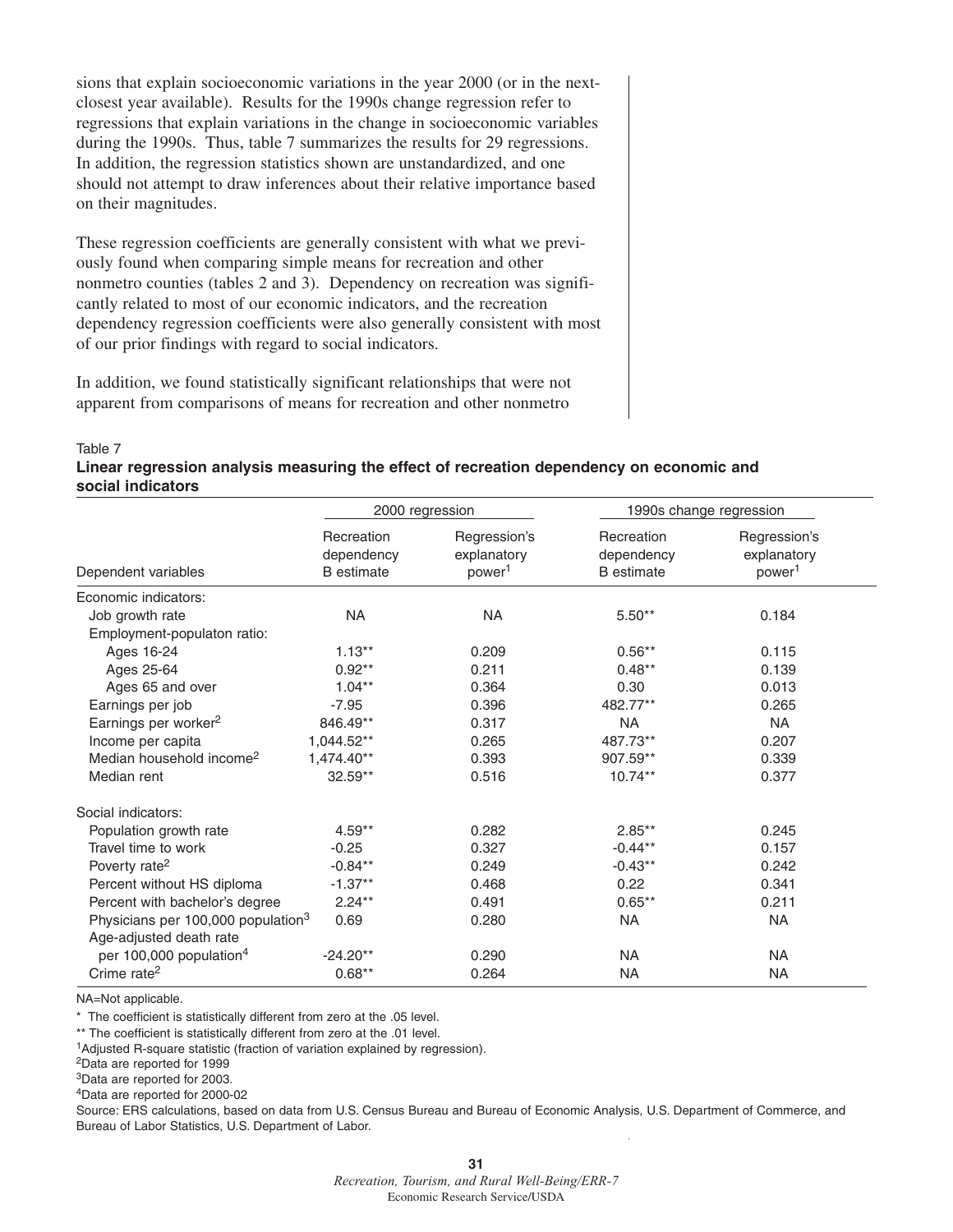sions that explain socioeconomic variations in the year 2000 (or in the next-closest year available). Results for the 1990s change regression refer to regressions that explain variations in the change in socioeconomic variables during the 1990s. Thus, table 7 summarizes the results for 29 regressions. In addition, the regression statistics shown are unstandardized, and one should not attempt to draw inferences about their relative importance based on their magnitudes.

These regression coefficients are generally consistent with what we previously found when comparing simple means for recreation and other nonmetro counties (tables 2 and 3). Dependency on recreation was significantly related to most of our economic indicators, and the recreation dependency regression coefficients were also generally consistent with most of our prior findings with regard to social indicators.

In addition, we found statistically significant relationships that were not apparent from comparisons of means for recreation and other nonmetro

Table 7

**Linear regression analysis measuring the effect of recreation dependency on economic and social indicators**

| | 2000 regression | | 1990s change regression | |
|---|---|---|---|---|
| Dependent variables | Recreation dependency B estimate | Regression's explanatory power[1] | Recreation dependency B estimate | Regression's explanatory power[1] |
| Economic indicators: | | | | |
| Job growth rate | NA | NA | 5.50** | 0.184 |
| Employment-populaton ratio: | | | | |
| Ages 16-24 | 1.13** | 0.209 | 0.56** | 0.115 |
| Ages 25-64 | 0.92** | 0.211 | 0.48** | 0.139 |
| Ages 65 and over | 1.04** | 0.364 | 0.30 | 0.013 |
| Earnings per job | -7.95 | 0.396 | 482.77** | 0.265 |
| Earnings per worker[2] | 846.49** | 0.317 | NA | NA |
| Income per capita | 1,044.52** | 0.265 | 487.73** | 0.207 |
| Median household income[2] | 1,474.40** | 0.393 | 907.59** | 0.339 |
| Median rent | 32.59** | 0.516 | 10.74** | 0.377 |
| Social indicators: | | | | |
| Population growth rate | 4.59** | 0.282 | 2.85** | 0.245 |
| Travel time to work | -0.25 | 0.327 | -0.44** | 0.157 |
| Poverty rate[2] | -0.84** | 0.249 | -0.43** | 0.242 |
| Percent without HS diploma | -1.37** | 0.468 | 0.22 | 0.341 |
| Percent with bachelor's degree | 2.24** | 0.491 | 0.65** | 0.211 |
| Physicians per 100,000 population[3] | 0.69 | 0.280 | NA | NA |
| Age-adjusted death rate per 100,000 population[4] | -24.20** | 0.290 | NA | NA |
| Crime rate[2] | 0.68** | 0.264 | NA | NA |

NA=Not applicable.

\* The coefficient is statistically different from zero at the .05 level.

\** The coefficient is statistically different from zero at the .01 level.

[1]Adjusted R-square statistic (fraction of variation explained by regression).

[2]Data are reported for 1999

[3]Data are reported for 2003.

[4]Data are reported for 2000-02

Source: ERS calculations, based on data from U.S. Census Bureau and Bureau of Economic Analysis, U.S. Department of Commerce, and Bureau of Labor Statistics, U.S. Department of Labor.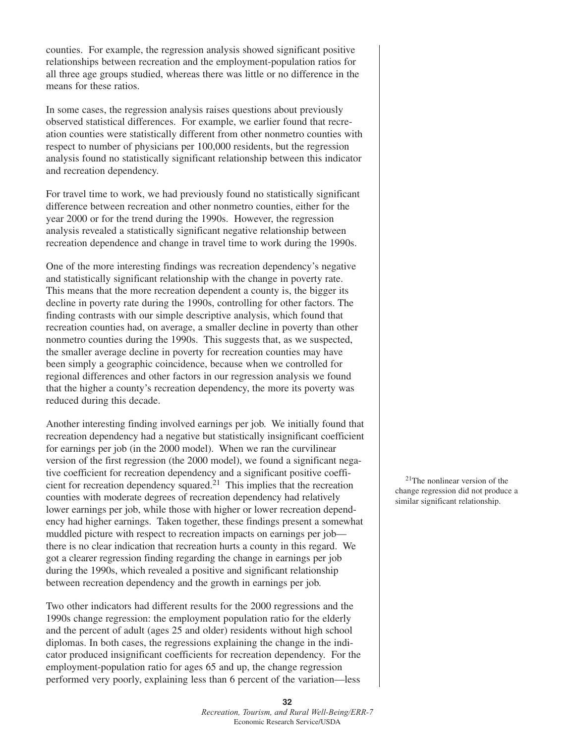counties. For example, the regression analysis showed significant positive relationships between recreation and the employment-population ratios for all three age groups studied, whereas there was little or no difference in the means for these ratios.

In some cases, the regression analysis raises questions about previously observed statistical differences. For example, we earlier found that recreation counties were statistically different from other nonmetro counties with respect to number of physicians per 100,000 residents, but the regression analysis found no statistically significant relationship between this indicator and recreation dependency.

For travel time to work, we had previously found no statistically significant difference between recreation and other nonmetro counties, either for the year 2000 or for the trend during the 1990s. However, the regression analysis revealed a statistically significant negative relationship between recreation dependence and change in travel time to work during the 1990s.

One of the more interesting findings was recreation dependency's negative and statistically significant relationship with the change in poverty rate. This means that the more recreation dependent a county is, the bigger its decline in poverty rate during the 1990s, controlling for other factors. The finding contrasts with our simple descriptive analysis, which found that recreation counties had, on average, a smaller decline in poverty than other nonmetro counties during the 1990s. This suggests that, as we suspected, the smaller average decline in poverty for recreation counties may have been simply a geographic coincidence, because when we controlled for regional differences and other factors in our regression analysis we found that the higher a county's recreation dependency, the more its poverty was reduced during this decade.

Another interesting finding involved earnings per job. We initially found that recreation dependency had a negative but statistically insignificant coefficient for earnings per job (in the 2000 model). When we ran the curvilinear version of the first regression (the 2000 model), we found a significant negative coefficient for recreation dependency and a significant positive coefficient for recreation dependency squared.[21] This implies that the recreation counties with moderate degrees of recreation dependency had relatively lower earnings per job, while those with higher or lower recreation dependency had higher earnings. Taken together, these findings present a somewhat muddled picture with respect to recreation impacts on earnings per job—there is no clear indication that recreation hurts a county in this regard. We got a clearer regression finding regarding the change in earnings per job during the 1990s, which revealed a positive and significant relationship between recreation dependency and the growth in earnings per job.

[21]The nonlinear version of the change regression did not produce a similar significant relationship.

Two other indicators had different results for the 2000 regressions and the 1990s change regression: the employment population ratio for the elderly and the percent of adult (ages 25 and older) residents without high school diplomas. In both cases, the regressions explaining the change in the indicator produced insignificant coefficients for recreation dependency. For the employment-population ratio for ages 65 and up, the change regression performed very poorly, explaining less than 6 percent of the variation—less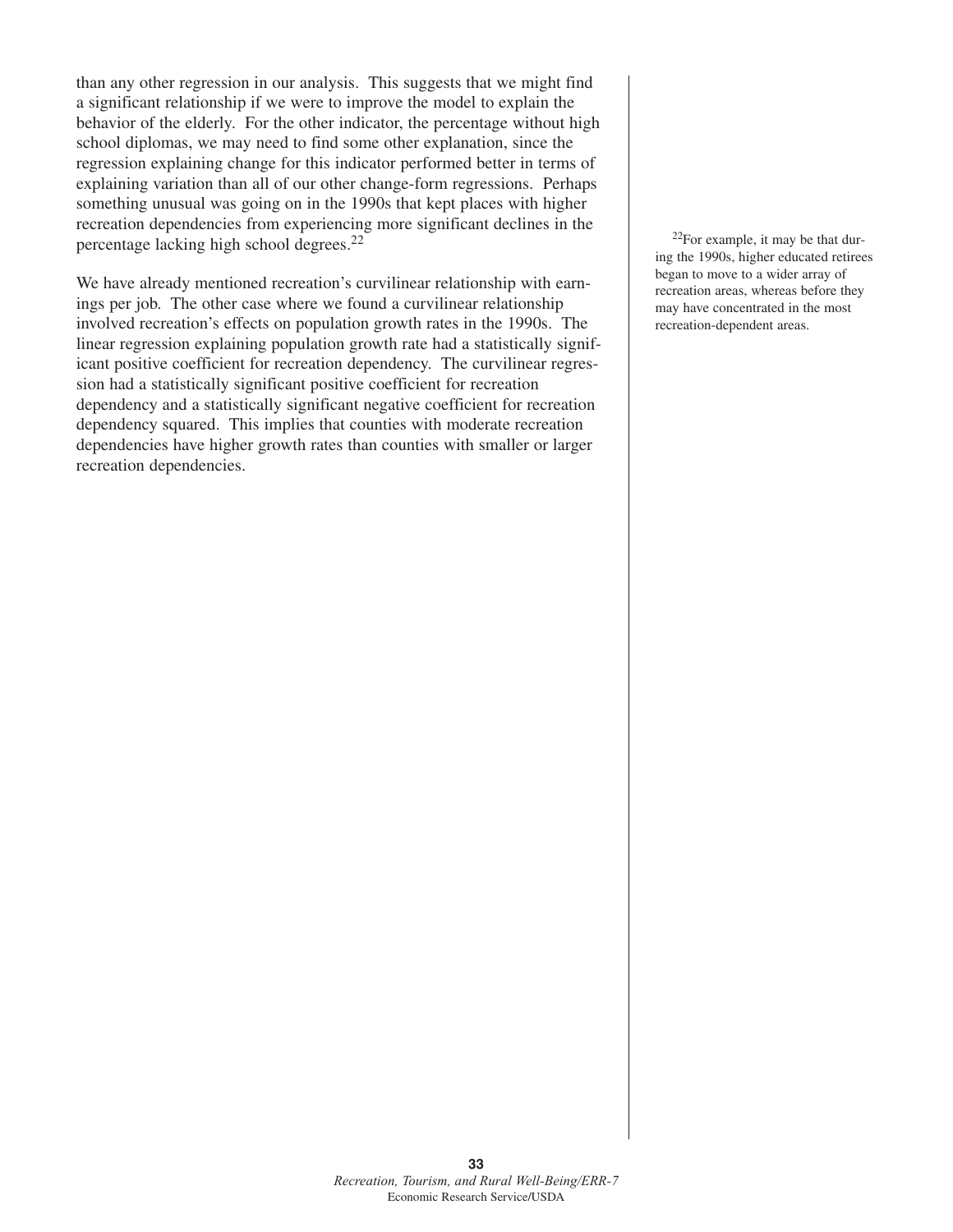than any other regression in our analysis. This suggests that we might find a significant relationship if we were to improve the model to explain the behavior of the elderly. For the other indicator, the percentage without high school diplomas, we may need to find some other explanation, since the regression explaining change for this indicator performed better in terms of explaining variation than all of our other change-form regressions. Perhaps something unusual was going on in the 1990s that kept places with higher recreation dependencies from experiencing more significant declines in the percentage lacking high school degrees.[22]

[22]For example, it may be that during the 1990s, higher educated retirees began to move to a wider array of recreation areas, whereas before they may have concentrated in the most recreation-dependent areas.

We have already mentioned recreation's curvilinear relationship with earnings per job. The other case where we found a curvilinear relationship involved recreation's effects on population growth rates in the 1990s. The linear regression explaining population growth rate had a statistically significant positive coefficient for recreation dependency. The curvilinear regression had a statistically significant positive coefficient for recreation dependency and a statistically significant negative coefficient for recreation dependency squared. This implies that counties with moderate recreation dependencies have higher growth rates than counties with smaller or larger recreation dependencies.